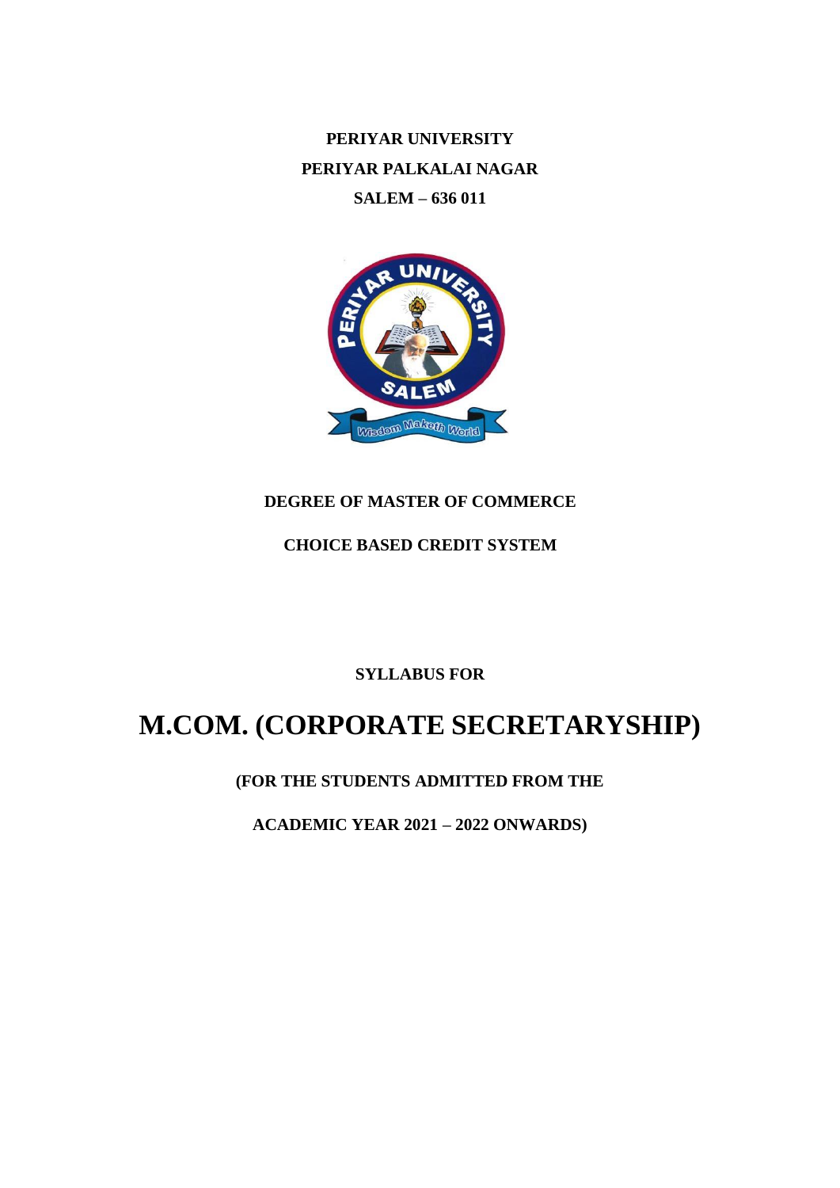**PERIYAR UNIVERSITY**

**PERIYAR PALKALAI NAGAR**

**SALEM – 636 011**

**DEGREE OF MASTER OF COMMERCE**

**CHOICE BASED CREDIT SYSTEM**

**SYLLABUS FOR**

# M.COM. (CORPORATE SECRETARYSHIP)

**(FOR THE STUDENTS ADMITTED FROM THE**

**ACADEMIC YEAR 2021 – 2022 ONWARDS)**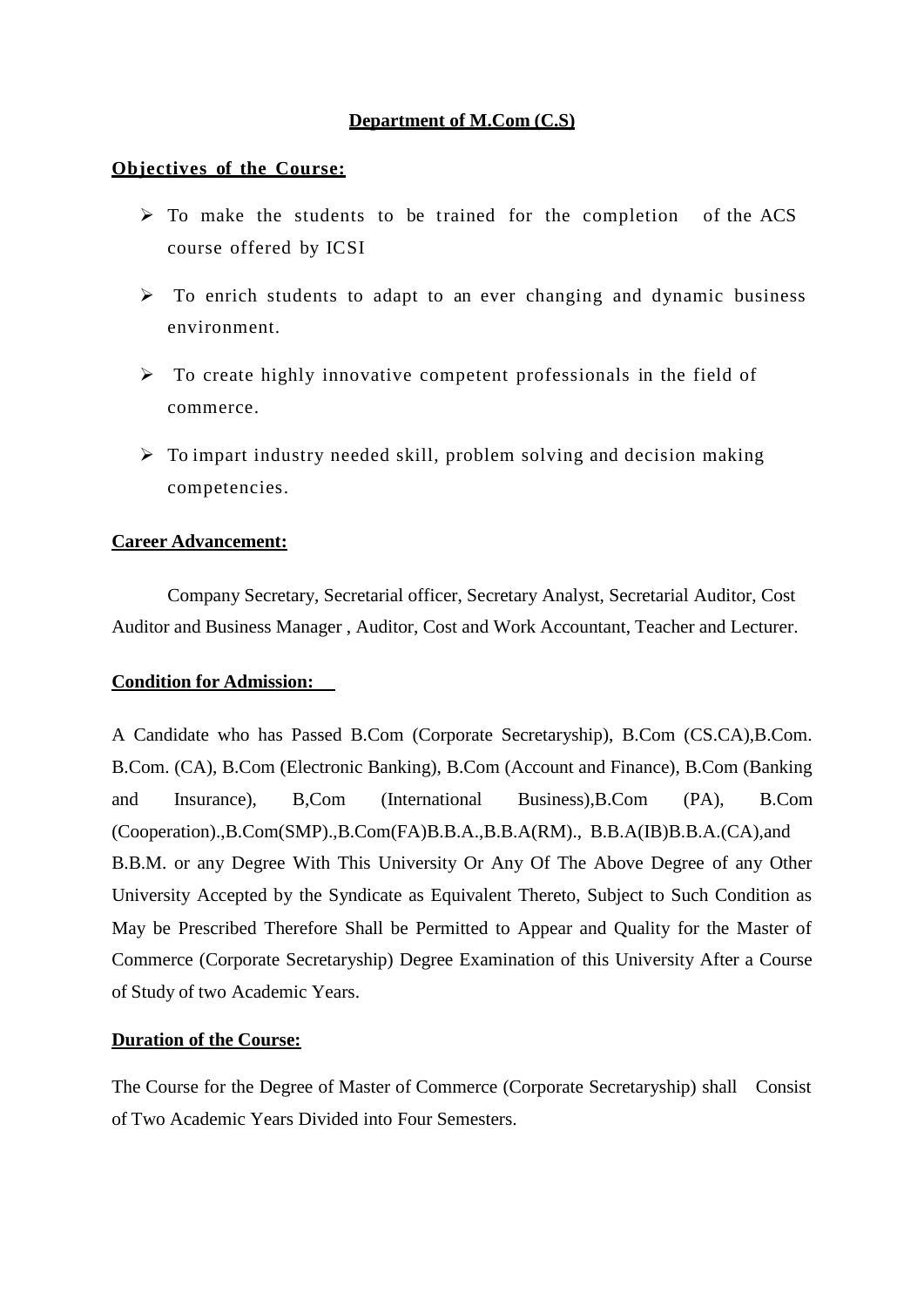**Department of M.Com (C.S)**

**Objectives of the Course:**

- To make the students to be trained for the completion of the ACS course offered by ICSI
- To enrich students to adapt to an ever changing and dynamic business environment.
- To create highly innovative competent professionals in the field of commerce.
- To impart industry needed skill, problem solving and decision making competencies.

**Career Advancement:**

Company Secretary, Secretarial officer, Secretary Analyst, Secretarial Auditor, Cost Auditor and Business Manager , Auditor, Cost and Work Accountant, Teacher and Lecturer.

**Condition for Admission:**

A Candidate who has Passed B.Com (Corporate Secretaryship), B.Com (CS.CA),B.Com. B.Com. (CA), B.Com (Electronic Banking), B.Com (Account and Finance), B.Com (Banking and Insurance), B,Com (International Business),B.Com (PA), B.Com (Cooperation).,B.Com(SMP).,B.Com(FA)B.B.A.,B.B.A(RM)., B.B.A(IB)B.B.A.(CA),and B.B.M. or any Degree With This University Or Any Of The Above Degree of any Other University Accepted by the Syndicate as Equivalent Thereto, Subject to Such Condition as May be Prescribed Therefore Shall be Permitted to Appear and Quality for the Master of Commerce (Corporate Secretaryship) Degree Examination of this University After a Course of Study of two Academic Years.

**Duration of the Course:**

The Course for the Degree of Master of Commerce (Corporate Secretaryship) shall Consist of Two Academic Years Divided into Four Semesters.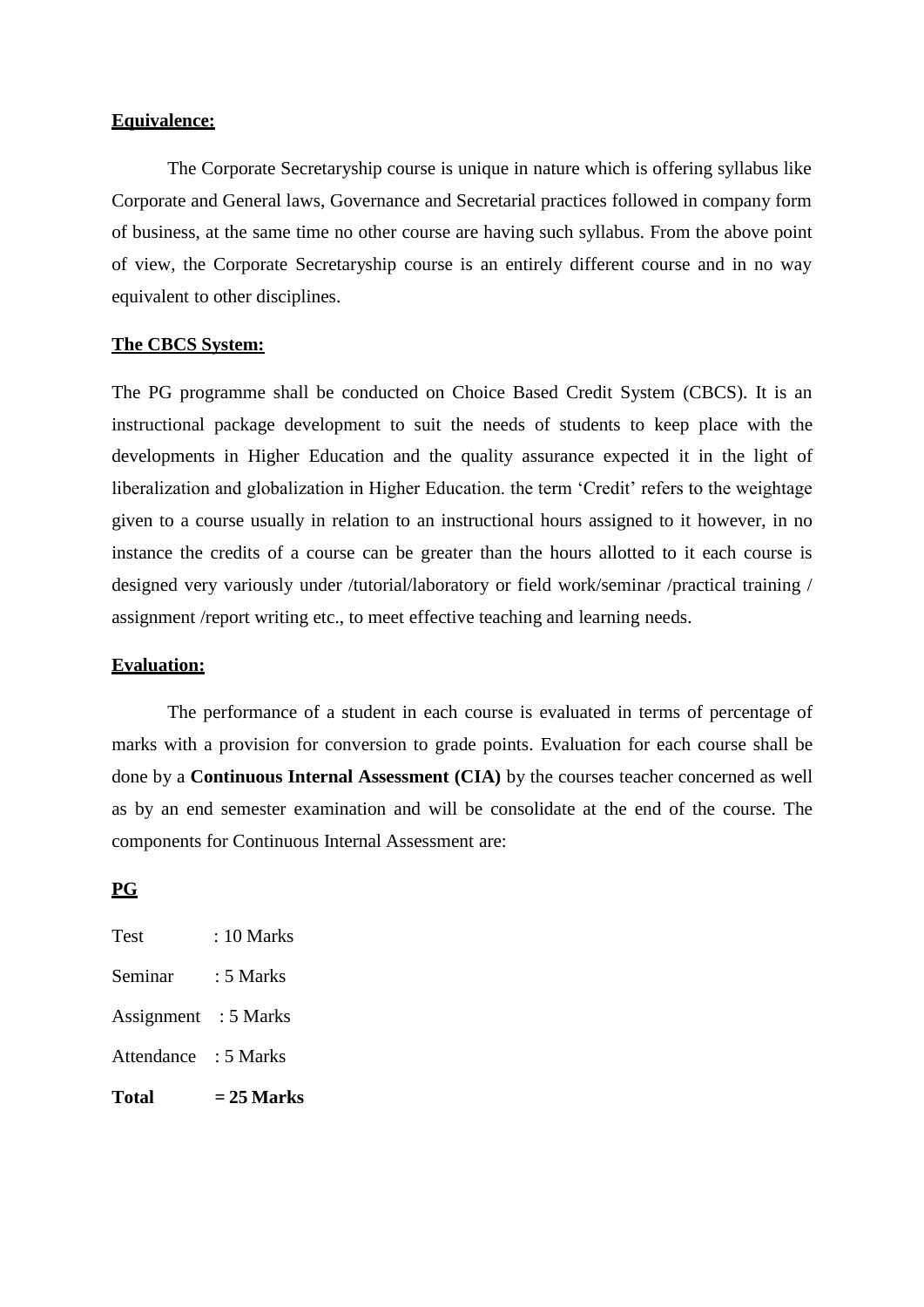**Equivalence:**

The Corporate Secretaryship course is unique in nature which is offering syllabus like Corporate and General laws, Governance and Secretarial practices followed in company form of business, at the same time no other course are having such syllabus. From the above point of view, the Corporate Secretaryship course is an entirely different course and in no way equivalent to other disciplines.

**The CBCS System:**

The PG programme shall be conducted on Choice Based Credit System (CBCS). It is an instructional package development to suit the needs of students to keep place with the developments in Higher Education and the quality assurance expected it in the light of liberalization and globalization in Higher Education. the term 'Credit' refers to the weightage given to a course usually in relation to an instructional hours assigned to it however, in no instance the credits of a course can be greater than the hours allotted to it each course is designed very variously under /tutorial/laboratory or field work/seminar /practical training / assignment /report writing etc., to meet effective teaching and learning needs.

**Evaluation:**

The performance of a student in each course is evaluated in terms of percentage of marks with a provision for conversion to grade points. Evaluation for each course shall be done by a **Continuous Internal Assessment (CIA)** by the courses teacher concerned as well as by an end semester examination and will be consolidate at the end of the course. The components for Continuous Internal Assessment are:

**PG**

Test : 10 Marks

Seminar : 5 Marks

Assignment : 5 Marks

Attendance : 5 Marks

**Total = 25 Marks**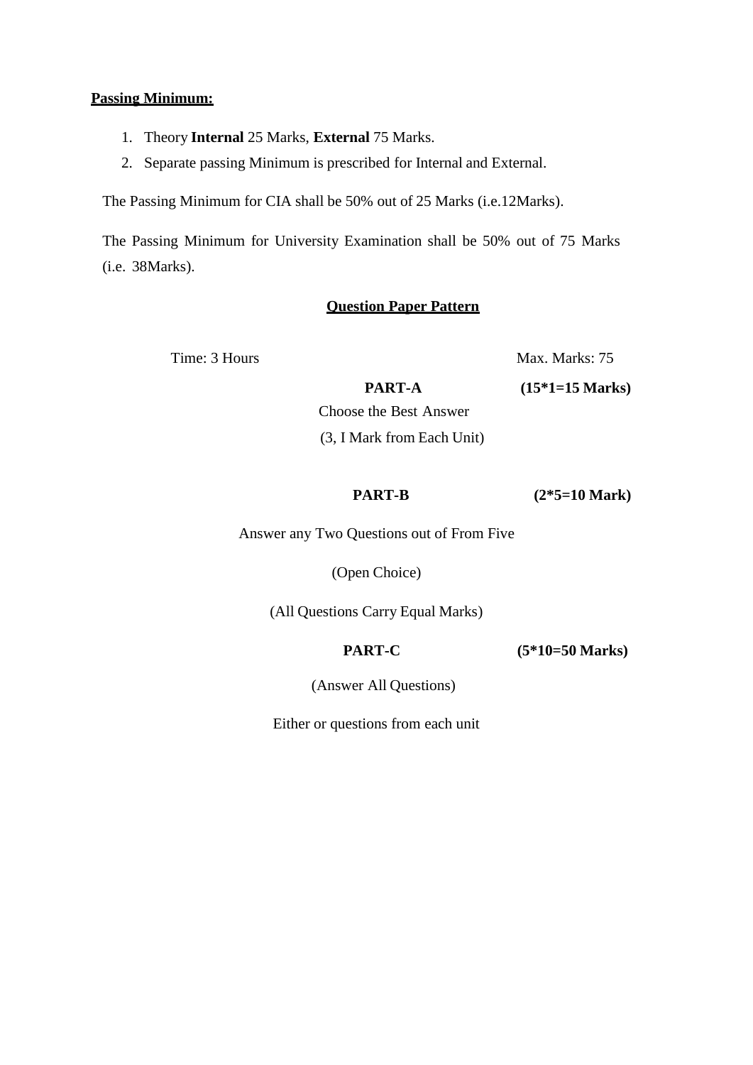**<u>Passing Minimum:</u>**

1. Theory **Internal** 25 Marks, **External** 75 Marks.
2. Separate passing Minimum is prescribed for Internal and External.

The Passing Minimum for CIA shall be 50% out of 25 Marks (i.e.12Marks).

The Passing Minimum for University Examination shall be 50% out of 75 Marks (i.e. 38Marks).

**<u>Question Paper Pattern</u>**

Time: 3 Hours Max. Marks: 75

**PART-A** **(15*1=15 Marks)**

Choose the Best Answer

(3, I Mark from Each Unit)

**PART-B** **(2*5=10 Mark)**

Answer any Two Questions out of From Five

(Open Choice)

(All Questions Carry Equal Marks)

**PART-C** **(5*10=50 Marks)**

(Answer All Questions)

Either or questions from each unit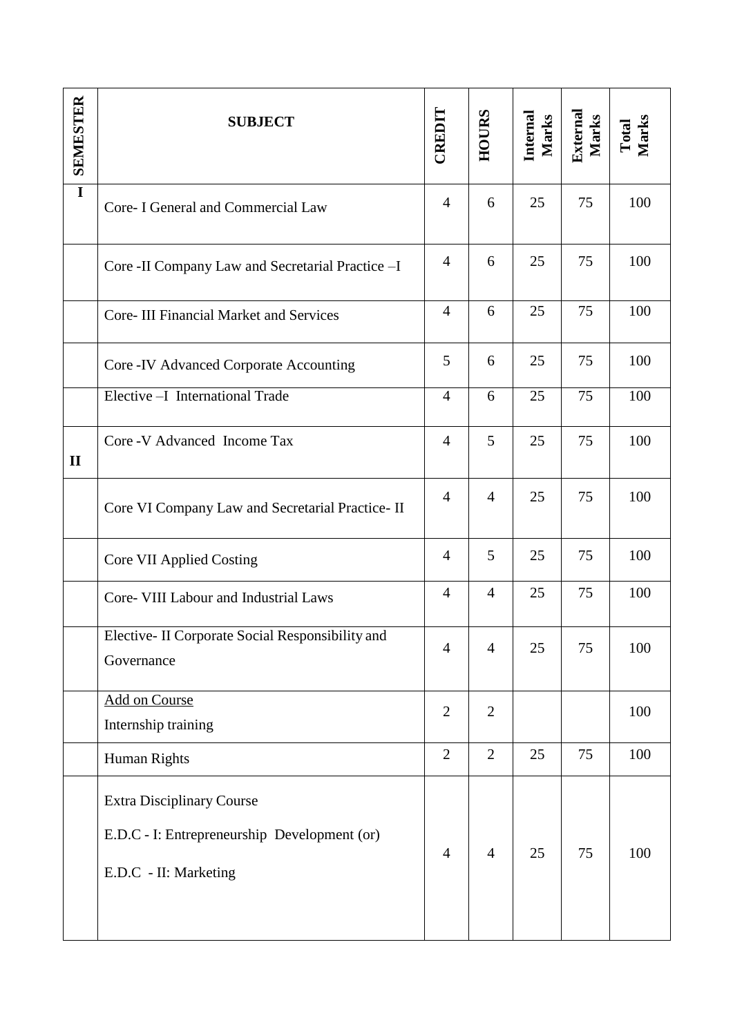| SEMESTER | SUBJECT | CREDIT | HOURS | Internal Marks | External Marks | Total Marks |
|---|---|---|---|---|---|---|
| I | Core- I General and Commercial Law | 4 | 6 | 25 | 75 | 100 |
| | Core -II Company Law and Secretarial Practice –I | 4 | 6 | 25 | 75 | 100 |
| | Core- III Financial Market and Services | 4 | 6 | 25 | 75 | 100 |
| | Core -IV Advanced Corporate Accounting | 5 | 6 | 25 | 75 | 100 |
| | Elective –I International Trade | 4 | 6 | 25 | 75 | 100 |
| II | Core -V Advanced Income Tax | 4 | 5 | 25 | 75 | 100 |
| | Core VI Company Law and Secretarial Practice- II | 4 | 4 | 25 | 75 | 100 |
| | Core VII Applied Costing | 4 | 5 | 25 | 75 | 100 |
| | Core- VIII Labour and Industrial Laws | 4 | 4 | 25 | 75 | 100 |
| | Elective- II Corporate Social Responsibility and Governance | 4 | 4 | 25 | 75 | 100 |
| | Add on Course<br>Internship training | 2 | 2 | | | 100 |
| | Human Rights | 2 | 2 | 25 | 75 | 100 |
| | Extra Disciplinary Course<br>E.D.C - I: Entrepreneurship Development (or)<br>E.D.C - II: Marketing | 4 | 4 | 25 | 75 | 100 |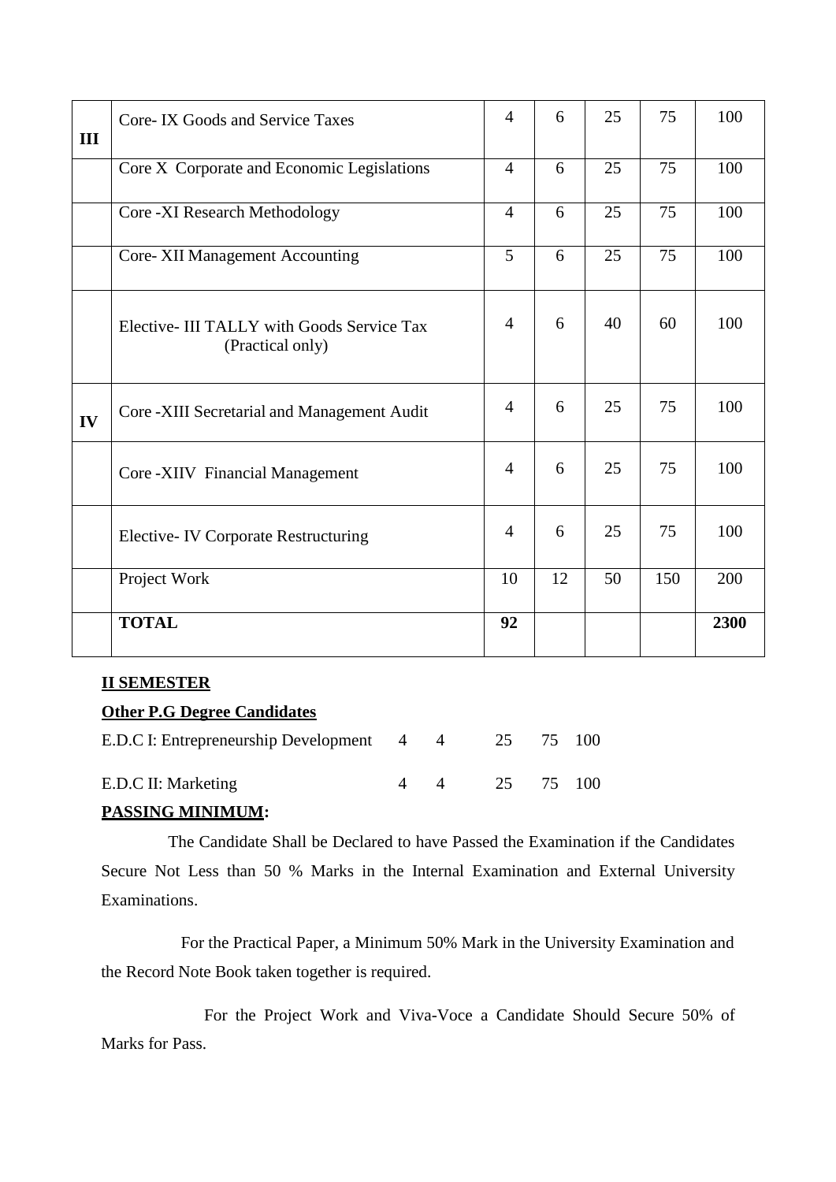| | | | | | | |
|---|---|---|---|---|---|---|
| **III** | Core- IX Goods and Service Taxes | 4 | 6 | 25 | 75 | 100 |
| | Core X Corporate and Economic Legislations | 4 | 6 | 25 | 75 | 100 |
| | Core -XI Research Methodology | 4 | 6 | 25 | 75 | 100 |
| | Core- XII Management Accounting | 5 | 6 | 25 | 75 | 100 |
| | Elective- III TALLY with Goods Service Tax (Practical only) | 4 | 6 | 40 | 60 | 100 |
| **IV** | Core -XIII Secretarial and Management Audit | 4 | 6 | 25 | 75 | 100 |
| | Core -XIIV Financial Management | 4 | 6 | 25 | 75 | 100 |
| | Elective- IV Corporate Restructuring | 4 | 6 | 25 | 75 | 100 |
| | Project Work | 10 | 12 | 50 | 150 | 200 |
| | **TOTAL** | **92** | | | | **2300** |

**II SEMESTER**

**Other P.G Degree Candidates**

| | | | | | |
|---|---|---|---|---|---|
| E.D.C I: Entrepreneurship Development | 4 | 4 | 25 | 75 | 100 |
| E.D.C II: Marketing | 4 | 4 | 25 | 75 | 100 |

**PASSING MINIMUM:**

The Candidate Shall be Declared to have Passed the Examination if the Candidates Secure Not Less than 50 % Marks in the Internal Examination and External University Examinations.

For the Practical Paper, a Minimum 50% Mark in the University Examination and the Record Note Book taken together is required.

For the Project Work and Viva-Voce a Candidate Should Secure 50% of Marks for Pass.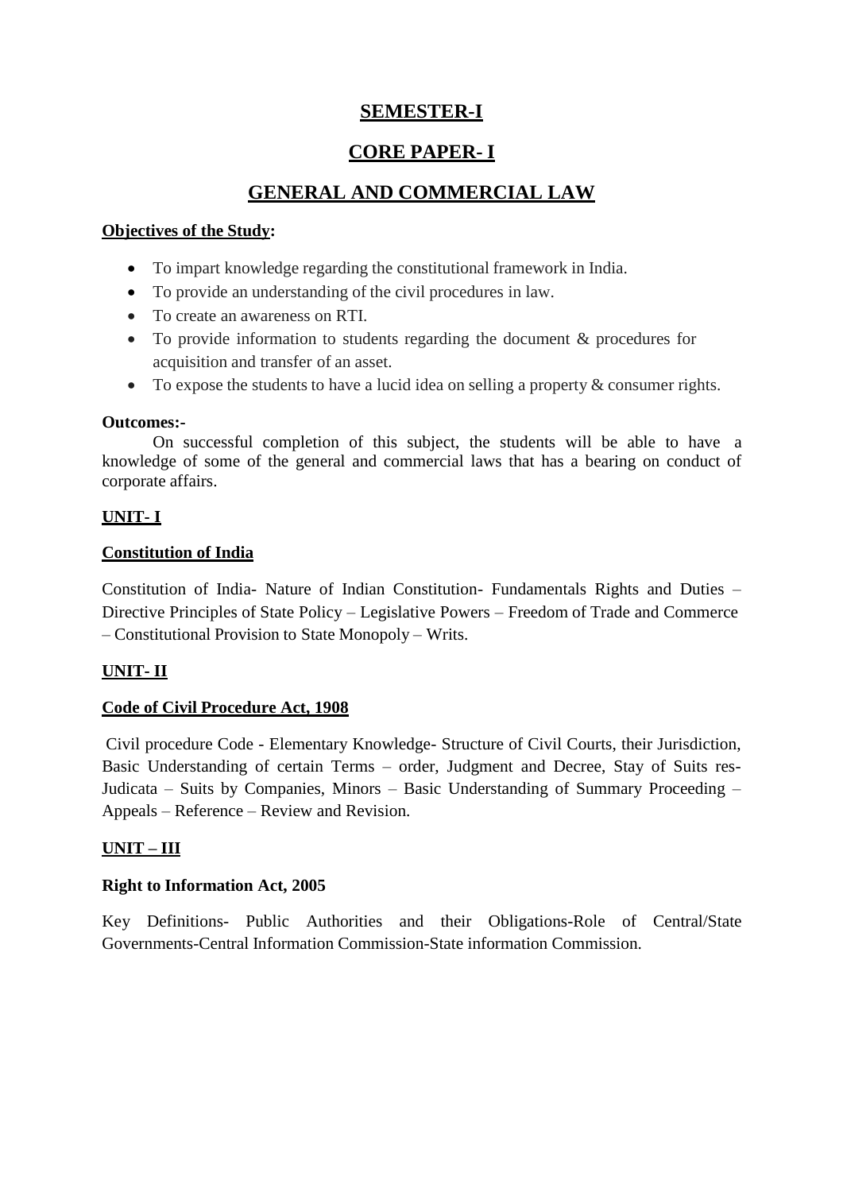# SEMESTER-I

## CORE PAPER- I

## GENERAL AND COMMERCIAL LAW

**Objectives of the Study:**

- To impart knowledge regarding the constitutional framework in India.
- To provide an understanding of the civil procedures in law.
- To create an awareness on RTI.
- To provide information to students regarding the document & procedures for acquisition and transfer of an asset.
- To expose the students to have a lucid idea on selling a property & consumer rights.

**Outcomes:-**

On successful completion of this subject, the students will be able to have a knowledge of some of the general and commercial laws that has a bearing on conduct of corporate affairs.

### UNIT- I

**Constitution of India**

Constitution of India- Nature of Indian Constitution- Fundamentals Rights and Duties – Directive Principles of State Policy – Legislative Powers – Freedom of Trade and Commerce – Constitutional Provision to State Monopoly – Writs.

### UNIT- II

**Code of Civil Procedure Act, 1908**

Civil procedure Code - Elementary Knowledge- Structure of Civil Courts, their Jurisdiction, Basic Understanding of certain Terms – order, Judgment and Decree, Stay of Suits res-Judicata – Suits by Companies, Minors – Basic Understanding of Summary Proceeding – Appeals – Reference – Review and Revision.

### UNIT – III

**Right to Information Act, 2005**

Key Definitions- Public Authorities and their Obligations-Role of Central/State Governments-Central Information Commission-State information Commission.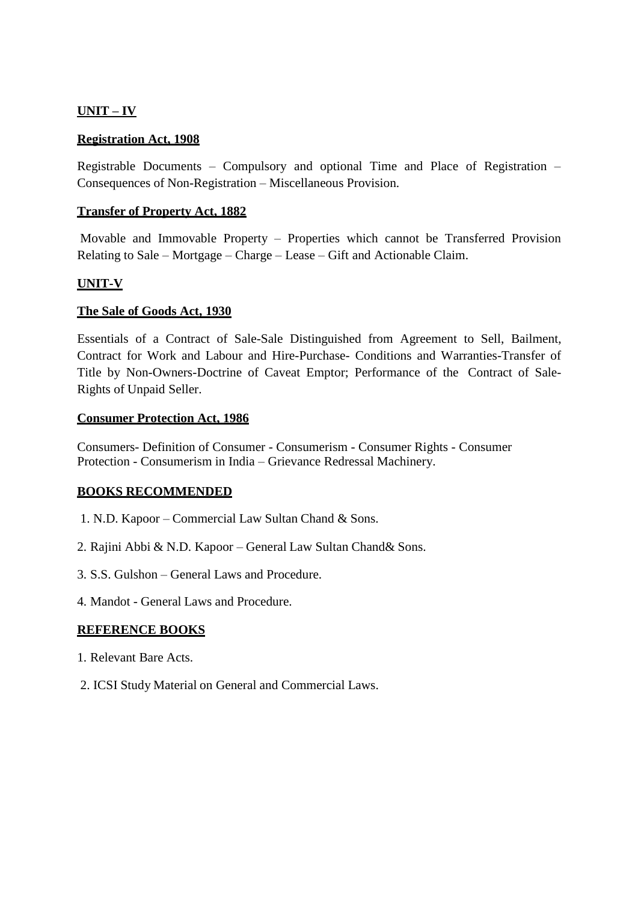## UNIT – IV

### Registration Act, 1908

Registrable Documents – Compulsory and optional Time and Place of Registration – Consequences of Non-Registration – Miscellaneous Provision.

### Transfer of Property Act, 1882

Movable and Immovable Property – Properties which cannot be Transferred Provision Relating to Sale – Mortgage – Charge – Lease – Gift and Actionable Claim.

## UNIT-V

### The Sale of Goods Act, 1930

Essentials of a Contract of Sale-Sale Distinguished from Agreement to Sell, Bailment, Contract for Work and Labour and Hire-Purchase- Conditions and Warranties-Transfer of Title by Non-Owners-Doctrine of Caveat Emptor; Performance of the Contract of Sale-Rights of Unpaid Seller.

### Consumer Protection Act, 1986

Consumers- Definition of Consumer - Consumerism - Consumer Rights - Consumer Protection - Consumerism in India – Grievance Redressal Machinery.

## BOOKS RECOMMENDED

1. N.D. Kapoor – Commercial Law Sultan Chand & Sons.
2. Rajini Abbi & N.D. Kapoor – General Law Sultan Chand& Sons.
3. S.S. Gulshon – General Laws and Procedure.
4. Mandot - General Laws and Procedure.

## REFERENCE BOOKS

1. Relevant Bare Acts.
2. ICSI Study Material on General and Commercial Laws.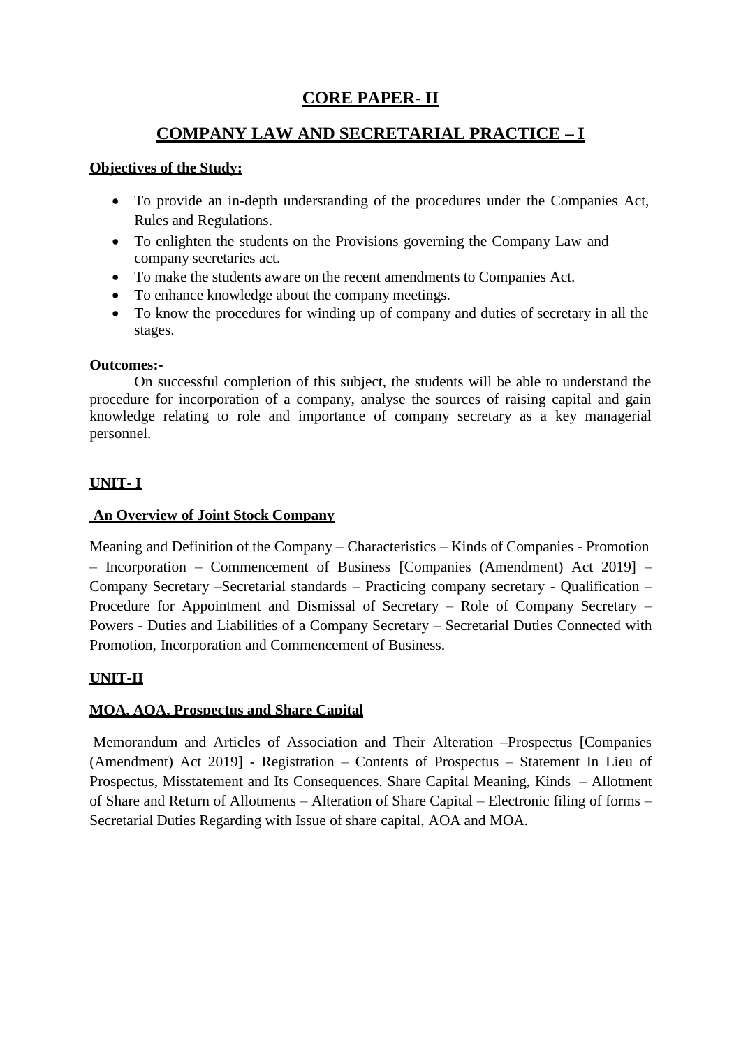# CORE PAPER- II

# COMPANY LAW AND SECRETARIAL PRACTICE – I

**Objectives of the Study:**

- To provide an in-depth understanding of the procedures under the Companies Act, Rules and Regulations.
- To enlighten the students on the Provisions governing the Company Law and company secretaries act.
- To make the students aware on the recent amendments to Companies Act.
- To enhance knowledge about the company meetings.
- To know the procedures for winding up of company and duties of secretary in all the stages.

**Outcomes:-**

On successful completion of this subject, the students will be able to understand the procedure for incorporation of a company, analyse the sources of raising capital and gain knowledge relating to role and importance of company secretary as a key managerial personnel.

## UNIT- I

### An Overview of Joint Stock Company

Meaning and Definition of the Company – Characteristics – Kinds of Companies - Promotion – Incorporation – Commencement of Business [Companies (Amendment) Act 2019] – Company Secretary –Secretarial standards – Practicing company secretary - Qualification – Procedure for Appointment and Dismissal of Secretary – Role of Company Secretary – Powers - Duties and Liabilities of a Company Secretary – Secretarial Duties Connected with Promotion, Incorporation and Commencement of Business.

## UNIT-II

### MOA, AOA, Prospectus and Share Capital

Memorandum and Articles of Association and Their Alteration –Prospectus [Companies (Amendment) Act 2019] - Registration – Contents of Prospectus – Statement In Lieu of Prospectus, Misstatement and Its Consequences. Share Capital Meaning, Kinds – Allotment of Share and Return of Allotments – Alteration of Share Capital – Electronic filing of forms – Secretarial Duties Regarding with Issue of share capital, AOA and MOA.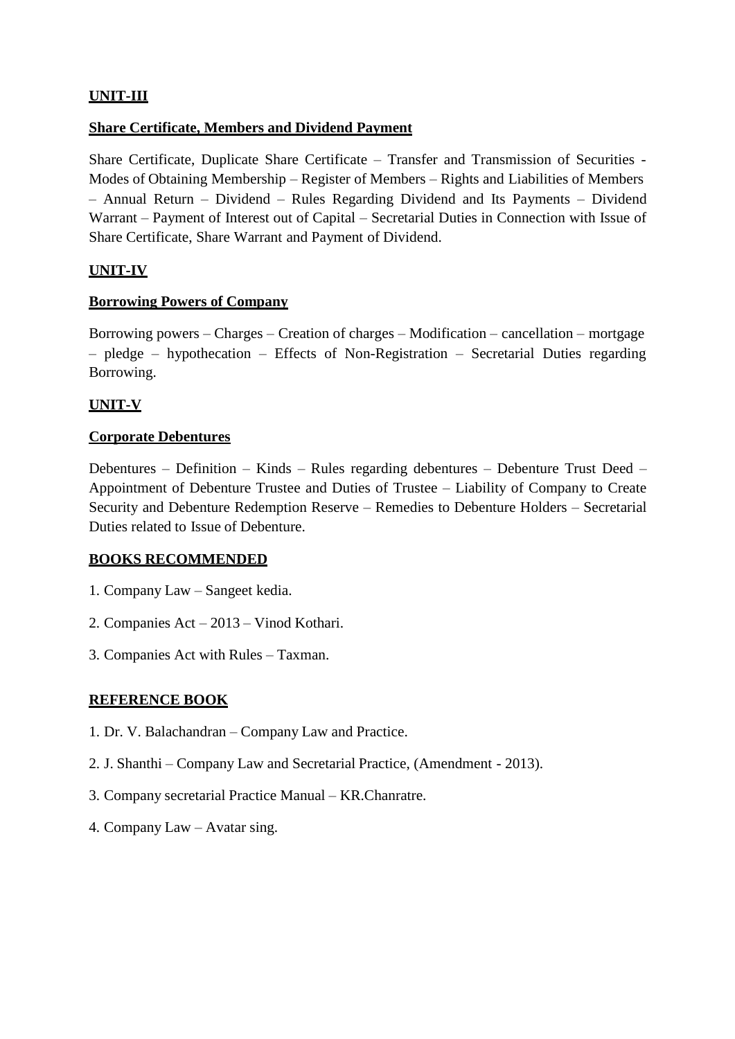## UNIT-III

**Share Certificate, Members and Dividend Payment**

Share Certificate, Duplicate Share Certificate – Transfer and Transmission of Securities - Modes of Obtaining Membership – Register of Members – Rights and Liabilities of Members – Annual Return – Dividend – Rules Regarding Dividend and Its Payments – Dividend Warrant – Payment of Interest out of Capital – Secretarial Duties in Connection with Issue of Share Certificate, Share Warrant and Payment of Dividend.

## UNIT-IV

**Borrowing Powers of Company**

Borrowing powers – Charges – Creation of charges – Modification – cancellation – mortgage – pledge – hypothecation – Effects of Non-Registration – Secretarial Duties regarding Borrowing.

## UNIT-V

**Corporate Debentures**

Debentures – Definition – Kinds – Rules regarding debentures – Debenture Trust Deed – Appointment of Debenture Trustee and Duties of Trustee – Liability of Company to Create Security and Debenture Redemption Reserve – Remedies to Debenture Holders – Secretarial Duties related to Issue of Debenture.

## BOOKS RECOMMENDED

1. Company Law – Sangeet kedia.
2. Companies Act – 2013 – Vinod Kothari.
3. Companies Act with Rules – Taxman.

## REFERENCE BOOK

1. Dr. V. Balachandran – Company Law and Practice.
2. J. Shanthi – Company Law and Secretarial Practice, (Amendment - 2013).
3. Company secretarial Practice Manual – KR.Chanratre.
4. Company Law – Avatar sing.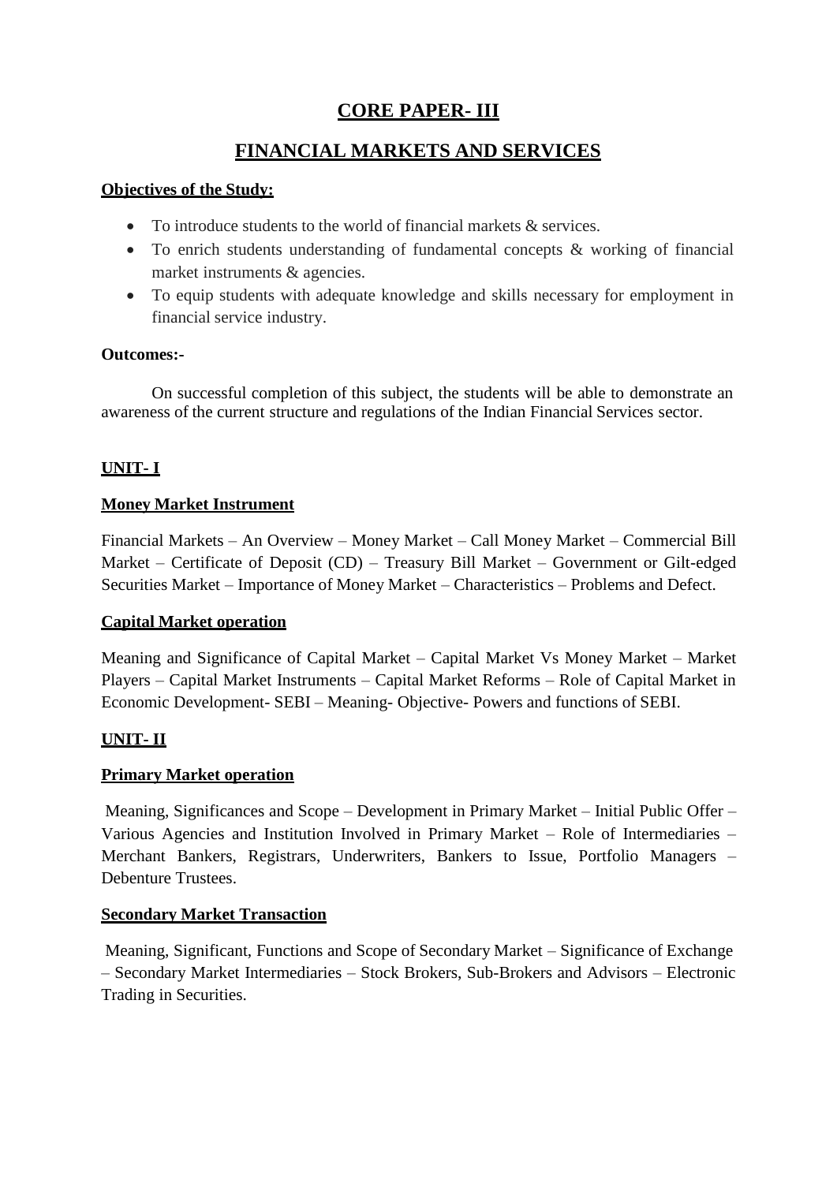# CORE PAPER- III

# FINANCIAL MARKETS AND SERVICES

**Objectives of the Study:**

- To introduce students to the world of financial markets & services.
- To enrich students understanding of fundamental concepts & working of financial market instruments & agencies.
- To equip students with adequate knowledge and skills necessary for employment in financial service industry.

**Outcomes:-**

On successful completion of this subject, the students will be able to demonstrate an awareness of the current structure and regulations of the Indian Financial Services sector.

## UNIT- I

### Money Market Instrument

Financial Markets – An Overview – Money Market – Call Money Market – Commercial Bill Market – Certificate of Deposit (CD) – Treasury Bill Market – Government or Gilt-edged Securities Market – Importance of Money Market – Characteristics – Problems and Defect.

### Capital Market operation

Meaning and Significance of Capital Market – Capital Market Vs Money Market – Market Players – Capital Market Instruments – Capital Market Reforms – Role of Capital Market in Economic Development- SEBI – Meaning- Objective- Powers and functions of SEBI.

## UNIT- II

### Primary Market operation

Meaning, Significances and Scope – Development in Primary Market – Initial Public Offer – Various Agencies and Institution Involved in Primary Market – Role of Intermediaries – Merchant Bankers, Registrars, Underwriters, Bankers to Issue, Portfolio Managers – Debenture Trustees.

### Secondary Market Transaction

Meaning, Significant, Functions and Scope of Secondary Market – Significance of Exchange – Secondary Market Intermediaries – Stock Brokers, Sub-Brokers and Advisors – Electronic Trading in Securities.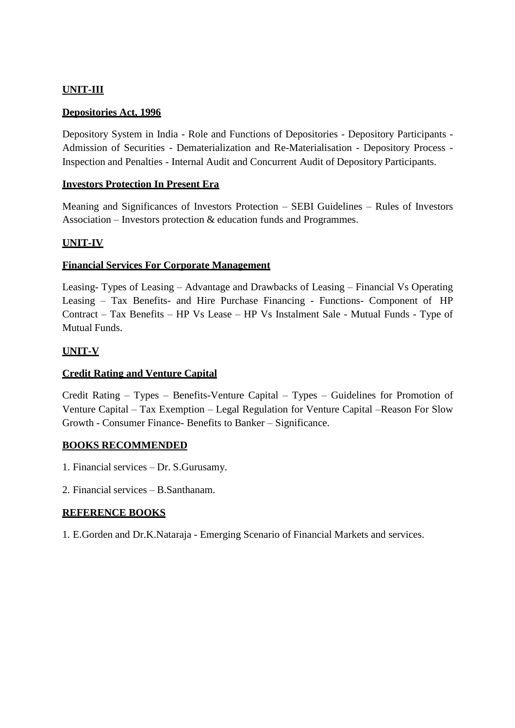**UNIT-III**

**Depositories Act, 1996**

Depository System in India - Role and Functions of Depositories - Depository Participants - Admission of Securities - Dematerialization and Re-Materialisation - Depository Process - Inspection and Penalties - Internal Audit and Concurrent Audit of Depository Participants.

**Investors Protection In Present Era**

Meaning and Significances of Investors Protection – SEBI Guidelines – Rules of Investors Association – Investors protection & education funds and Programmes.

**UNIT-IV**

**Financial Services For Corporate Management**

Leasing- Types of Leasing – Advantage and Drawbacks of Leasing – Financial Vs Operating Leasing – Tax Benefits- and Hire Purchase Financing - Functions- Component of HP Contract – Tax Benefits – HP Vs Lease – HP Vs Instalment Sale - Mutual Funds - Type of Mutual Funds.

**UNIT-V**

**Credit Rating and Venture Capital**

Credit Rating – Types – Benefits-Venture Capital – Types – Guidelines for Promotion of Venture Capital – Tax Exemption – Legal Regulation for Venture Capital –Reason For Slow Growth - Consumer Finance- Benefits to Banker – Significance.

**BOOKS RECOMMENDED**

1. Financial services – Dr. S.Gurusamy.
2. Financial services – B.Santhanam.

**REFERENCE BOOKS**

1. E.Gorden and Dr.K.Nataraja - Emerging Scenario of Financial Markets and services.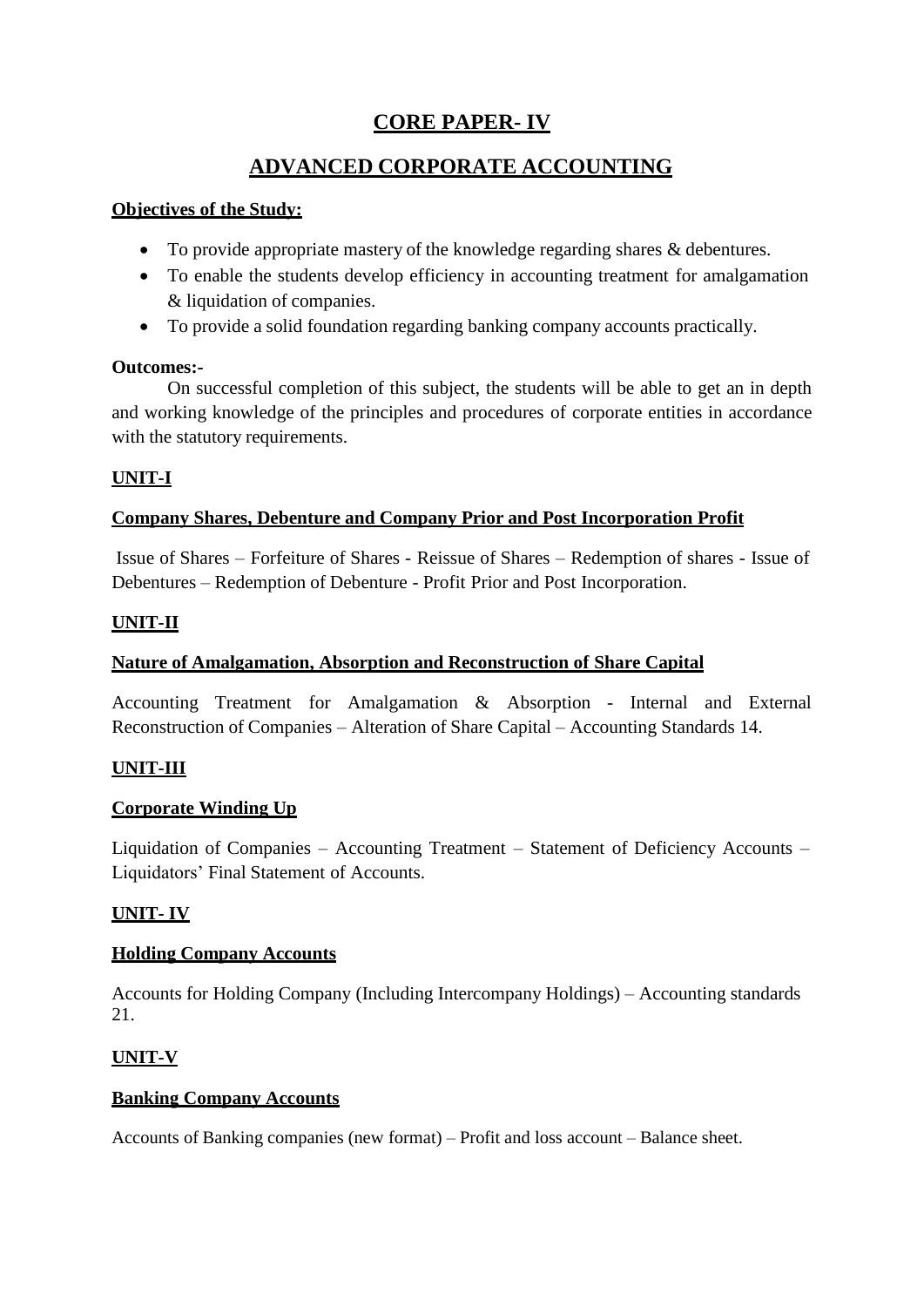# CORE PAPER- IV

## ADVANCED CORPORATE ACCOUNTING

**Objectives of the Study:**

- To provide appropriate mastery of the knowledge regarding shares & debentures.
- To enable the students develop efficiency in accounting treatment for amalgamation & liquidation of companies.
- To provide a solid foundation regarding banking company accounts practically.

**Outcomes:-**

On successful completion of this subject, the students will be able to get an in depth and working knowledge of the principles and procedures of corporate entities in accordance with the statutory requirements.

**UNIT-I**

**Company Shares, Debenture and Company Prior and Post Incorporation Profit**

Issue of Shares – Forfeiture of Shares - Reissue of Shares – Redemption of shares - Issue of Debentures – Redemption of Debenture - Profit Prior and Post Incorporation.

**UNIT-II**

**Nature of Amalgamation, Absorption and Reconstruction of Share Capital**

Accounting Treatment for Amalgamation & Absorption - Internal and External Reconstruction of Companies – Alteration of Share Capital – Accounting Standards 14.

**UNIT-III**

**Corporate Winding Up**

Liquidation of Companies – Accounting Treatment – Statement of Deficiency Accounts – Liquidators' Final Statement of Accounts.

**UNIT- IV**

**Holding Company Accounts**

Accounts for Holding Company (Including Intercompany Holdings) – Accounting standards 21.

**UNIT-V**

**Banking Company Accounts**

Accounts of Banking companies (new format) – Profit and loss account – Balance sheet.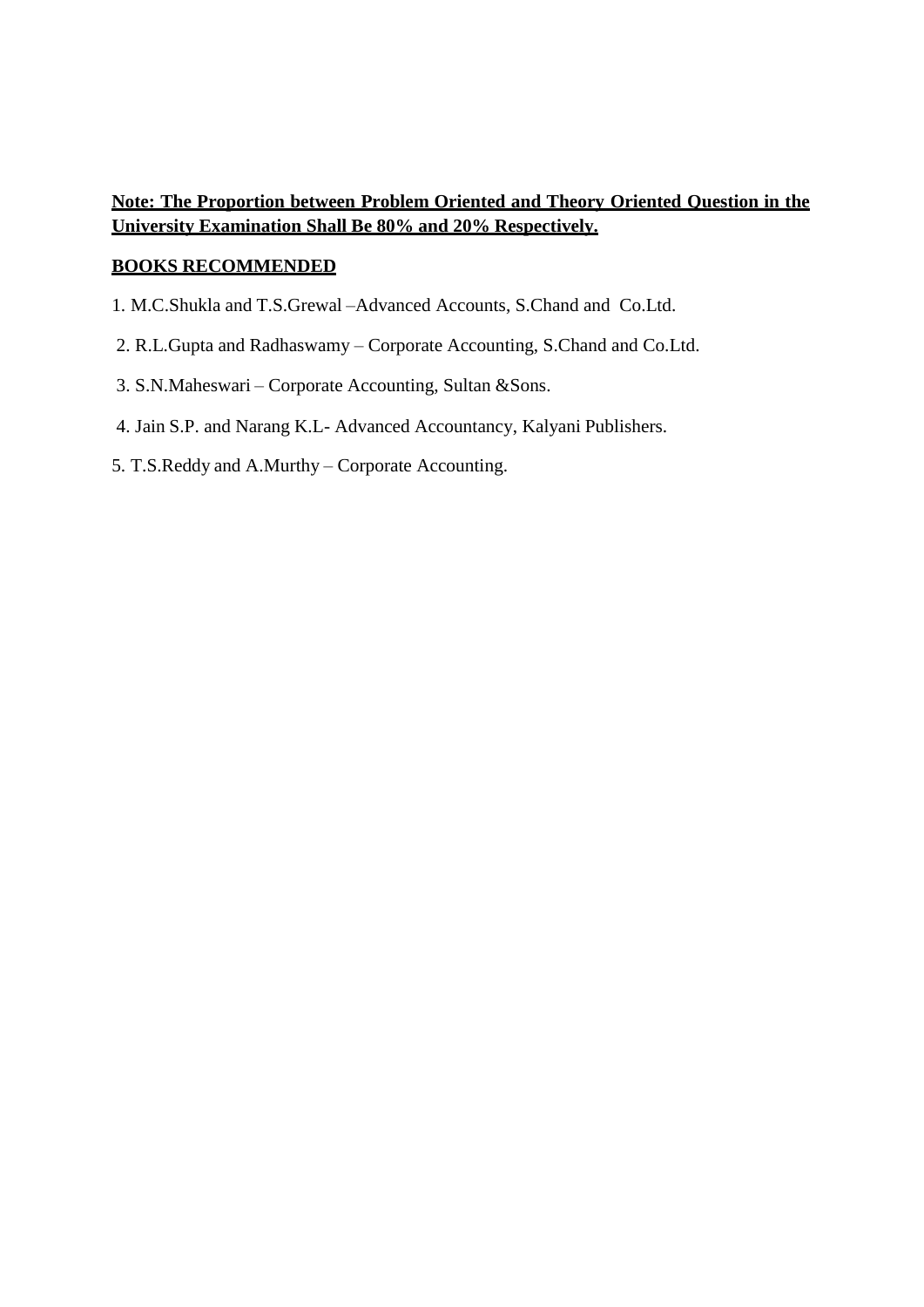**<u>Note: The Proportion between Problem Oriented and Theory Oriented Question in the University Examination Shall Be 80% and 20% Respectively.</u>**

**<u>BOOKS RECOMMENDED</u>**

1. M.C.Shukla and T.S.Grewal –Advanced Accounts, S.Chand and Co.Ltd.
2. R.L.Gupta and Radhaswamy – Corporate Accounting, S.Chand and Co.Ltd.
3. S.N.Maheswari – Corporate Accounting, Sultan &Sons.
4. Jain S.P. and Narang K.L- Advanced Accountancy, Kalyani Publishers.
5. T.S.Reddy and A.Murthy – Corporate Accounting.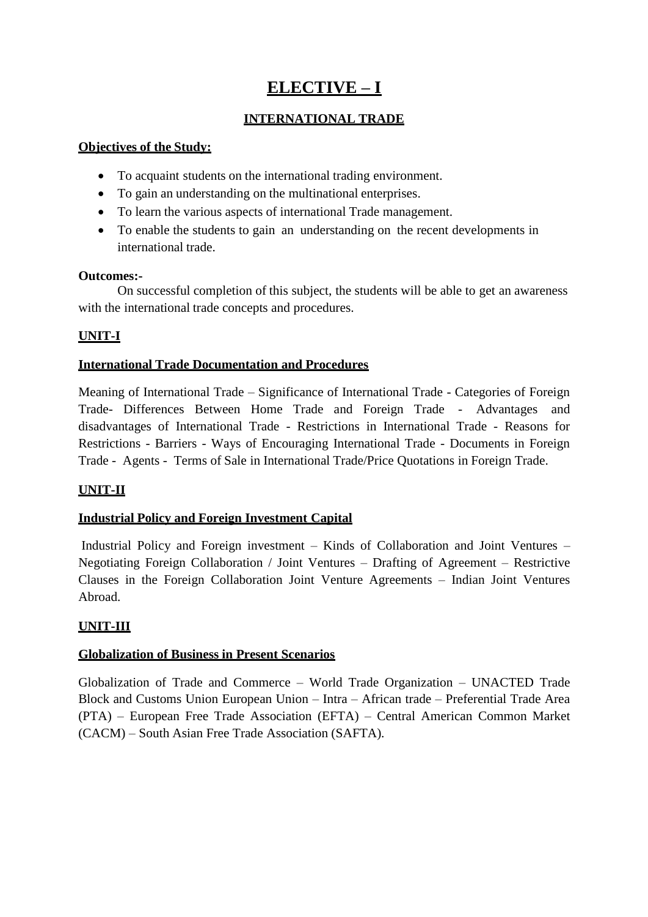# ELECTIVE – I

## INTERNATIONAL TRADE

**Objectives of the Study:**

- To acquaint students on the international trading environment.
- To gain an understanding on the multinational enterprises.
- To learn the various aspects of international Trade management.
- To enable the students to gain an understanding on the recent developments in international trade.

**Outcomes:-**

On successful completion of this subject, the students will be able to get an awareness with the international trade concepts and procedures.

**UNIT-I**

**International Trade Documentation and Procedures**

Meaning of International Trade – Significance of International Trade - Categories of Foreign Trade- Differences Between Home Trade and Foreign Trade - Advantages and disadvantages of International Trade - Restrictions in International Trade - Reasons for Restrictions - Barriers - Ways of Encouraging International Trade - Documents in Foreign Trade - Agents - Terms of Sale in International Trade/Price Quotations in Foreign Trade.

**UNIT-II**

**Industrial Policy and Foreign Investment Capital**

Industrial Policy and Foreign investment – Kinds of Collaboration and Joint Ventures – Negotiating Foreign Collaboration / Joint Ventures – Drafting of Agreement – Restrictive Clauses in the Foreign Collaboration Joint Venture Agreements – Indian Joint Ventures Abroad.

**UNIT-III**

**Globalization of Business in Present Scenarios**

Globalization of Trade and Commerce – World Trade Organization – UNACTED Trade Block and Customs Union European Union – Intra – African trade – Preferential Trade Area (PTA) – European Free Trade Association (EFTA) – Central American Common Market (CACM) – South Asian Free Trade Association (SAFTA).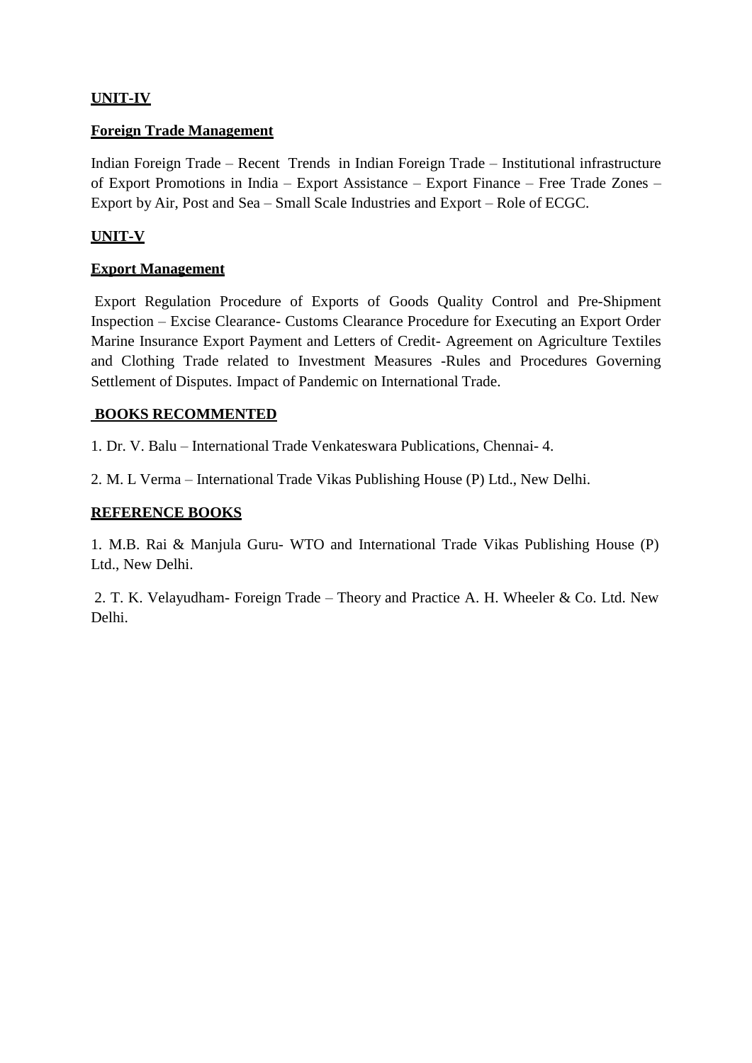**UNIT-IV**

**Foreign Trade Management**

Indian Foreign Trade – Recent Trends in Indian Foreign Trade – Institutional infrastructure of Export Promotions in India – Export Assistance – Export Finance – Free Trade Zones – Export by Air, Post and Sea – Small Scale Industries and Export – Role of ECGC.

**UNIT-V**

**Export Management**

Export Regulation Procedure of Exports of Goods Quality Control and Pre-Shipment Inspection – Excise Clearance- Customs Clearance Procedure for Executing an Export Order Marine Insurance Export Payment and Letters of Credit- Agreement on Agriculture Textiles and Clothing Trade related to Investment Measures -Rules and Procedures Governing Settlement of Disputes. Impact of Pandemic on International Trade.

**BOOKS RECOMMENTED**

1. Dr. V. Balu – International Trade Venkateswara Publications, Chennai- 4.

2. M. L Verma – International Trade Vikas Publishing House (P) Ltd., New Delhi.

**REFERENCE BOOKS**

1. M.B. Rai & Manjula Guru- WTO and International Trade Vikas Publishing House (P) Ltd., New Delhi.

2. T. K. Velayudham- Foreign Trade – Theory and Practice A. H. Wheeler & Co. Ltd. New Delhi.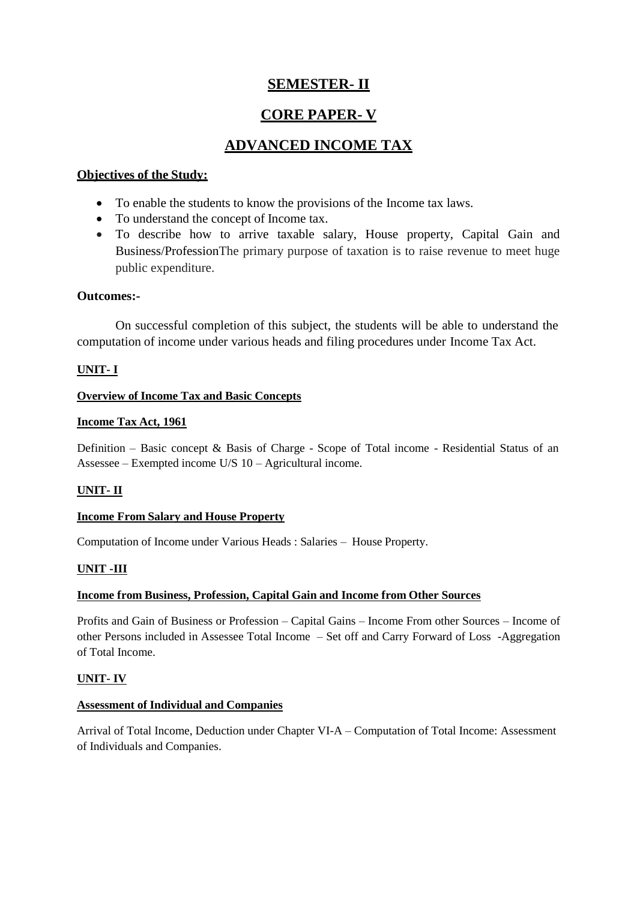# SEMESTER- II

## CORE PAPER- V

## ADVANCED INCOME TAX

**Objectives of the Study:**

- To enable the students to know the provisions of the Income tax laws.
- To understand the concept of Income tax.
- To describe how to arrive taxable salary, House property, Capital Gain and Business/ProfessionThe primary purpose of taxation is to raise revenue to meet huge public expenditure.

**Outcomes:-**

On successful completion of this subject, the students will be able to understand the computation of income under various heads and filing procedures under Income Tax Act.

**UNIT- I**

**Overview of Income Tax and Basic Concepts**

**Income Tax Act, 1961**

Definition – Basic concept & Basis of Charge - Scope of Total income - Residential Status of an Assessee – Exempted income U/S 10 – Agricultural income.

**UNIT- II**

**Income From Salary and House Property**

Computation of Income under Various Heads : Salaries – House Property.

**UNIT -III**

**Income from Business, Profession, Capital Gain and Income from Other Sources**

Profits and Gain of Business or Profession – Capital Gains – Income From other Sources – Income of other Persons included in Assessee Total Income – Set off and Carry Forward of Loss -Aggregation of Total Income.

**UNIT- IV**

**Assessment of Individual and Companies**

Arrival of Total Income, Deduction under Chapter VI-A – Computation of Total Income: Assessment of Individuals and Companies.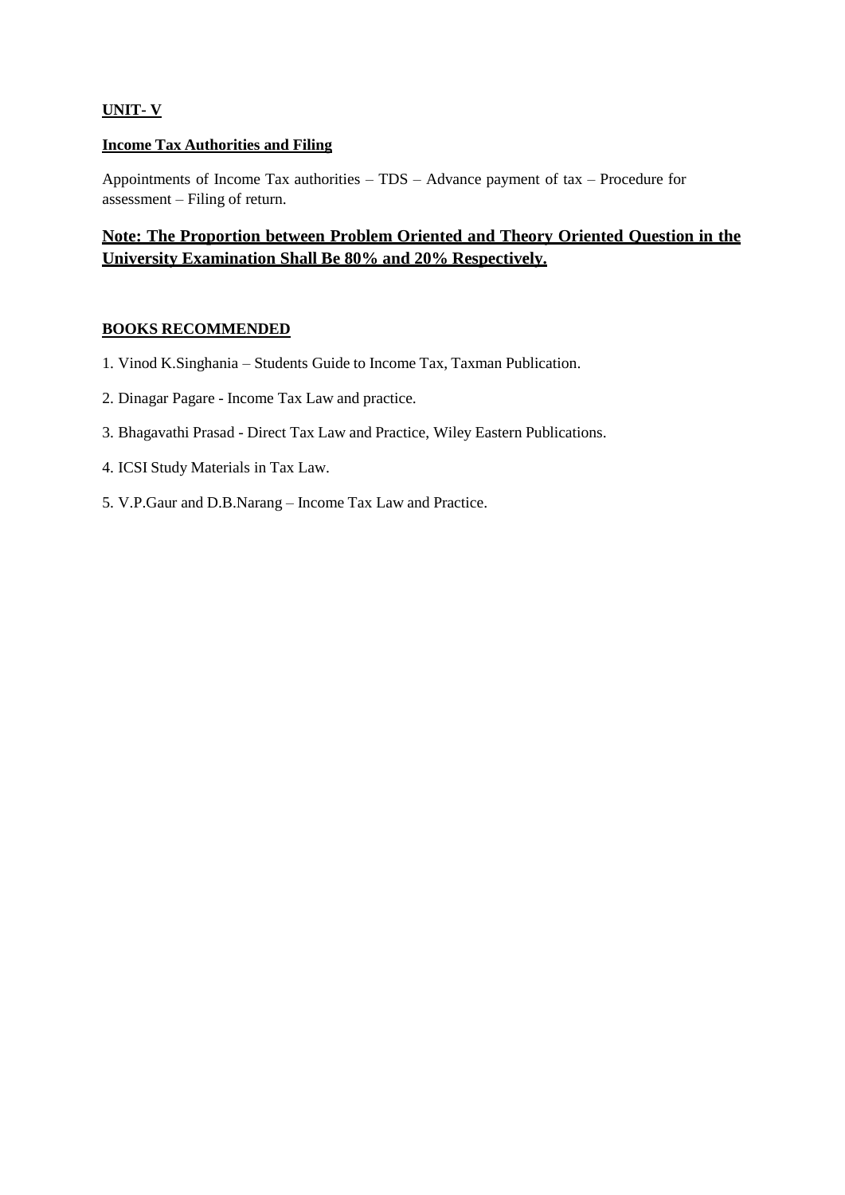**UNIT- V**

**Income Tax Authorities and Filing**

Appointments of Income Tax authorities – TDS – Advance payment of tax – Procedure for assessment – Filing of return.

**Note: The Proportion between Problem Oriented and Theory Oriented Question in the University Examination Shall Be 80% and 20% Respectively.**

**BOOKS RECOMMENDED**

1. Vinod K.Singhania – Students Guide to Income Tax, Taxman Publication.
2. Dinagar Pagare - Income Tax Law and practice.
3. Bhagavathi Prasad - Direct Tax Law and Practice, Wiley Eastern Publications.
4. ICSI Study Materials in Tax Law.
5. V.P.Gaur and D.B.Narang – Income Tax Law and Practice.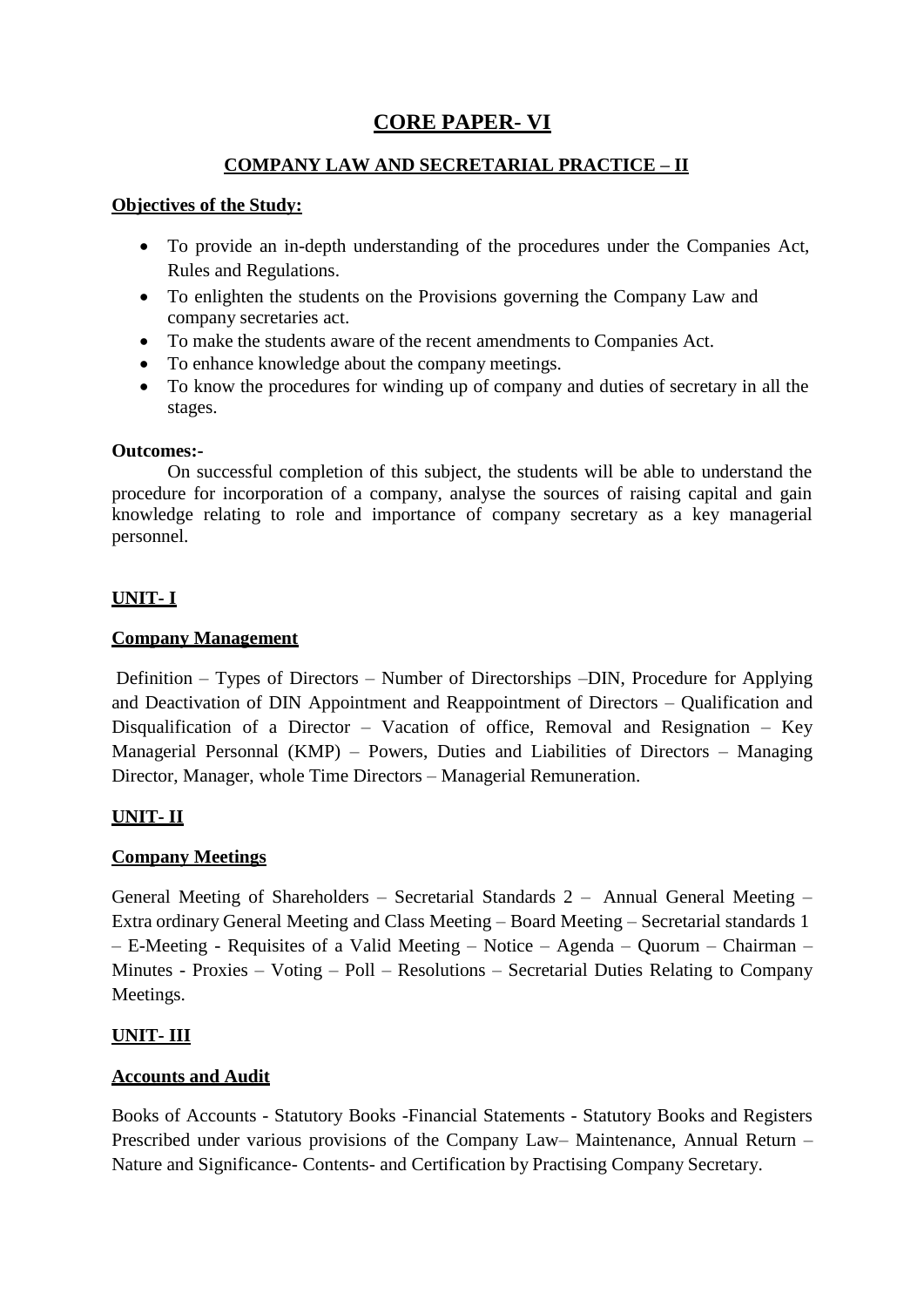# CORE PAPER- VI

## COMPANY LAW AND SECRETARIAL PRACTICE – II

**Objectives of the Study:**

- To provide an in-depth understanding of the procedures under the Companies Act, Rules and Regulations.
- To enlighten the students on the Provisions governing the Company Law and company secretaries act.
- To make the students aware of the recent amendments to Companies Act.
- To enhance knowledge about the company meetings.
- To know the procedures for winding up of company and duties of secretary in all the stages.

**Outcomes:-**

On successful completion of this subject, the students will be able to understand the procedure for incorporation of a company, analyse the sources of raising capital and gain knowledge relating to role and importance of company secretary as a key managerial personnel.

### UNIT- I

**Company Management**

Definition – Types of Directors – Number of Directorships –DIN, Procedure for Applying and Deactivation of DIN Appointment and Reappointment of Directors – Qualification and Disqualification of a Director – Vacation of office, Removal and Resignation – Key Managerial Personnal (KMP) – Powers, Duties and Liabilities of Directors – Managing Director, Manager, whole Time Directors – Managerial Remuneration.

### UNIT- II

**Company Meetings**

General Meeting of Shareholders – Secretarial Standards 2 – Annual General Meeting – Extra ordinary General Meeting and Class Meeting – Board Meeting – Secretarial standards 1 – E-Meeting - Requisites of a Valid Meeting – Notice – Agenda – Quorum – Chairman – Minutes - Proxies – Voting – Poll – Resolutions – Secretarial Duties Relating to Company Meetings.

### UNIT- III

**Accounts and Audit**

Books of Accounts - Statutory Books -Financial Statements - Statutory Books and Registers Prescribed under various provisions of the Company Law– Maintenance, Annual Return – Nature and Significance- Contents- and Certification by Practising Company Secretary.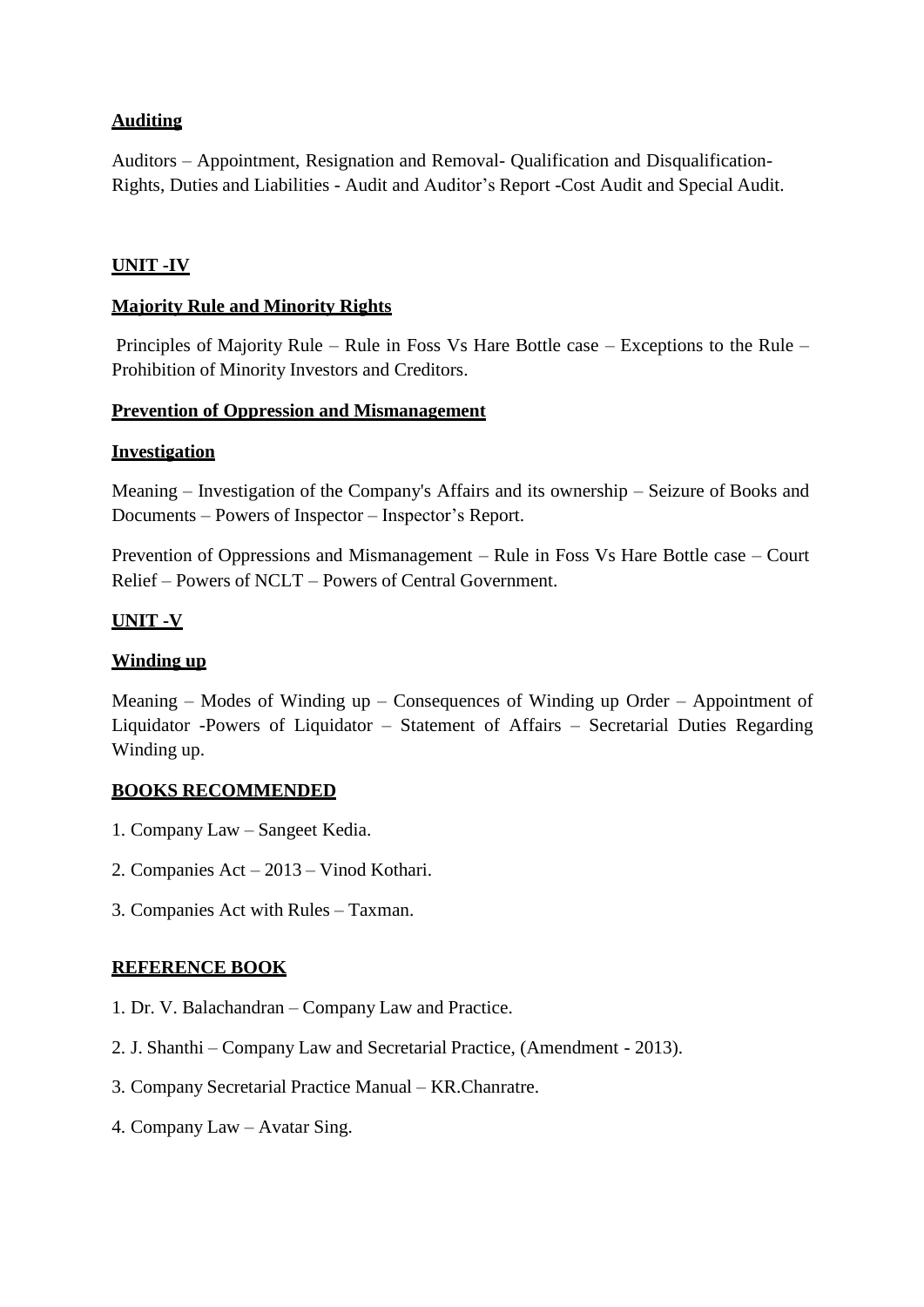**Auditing**

Auditors – Appointment, Resignation and Removal- Qualification and Disqualification- Rights, Duties and Liabilities - Audit and Auditor's Report -Cost Audit and Special Audit.

## UNIT -IV

**Majority Rule and Minority Rights**

Principles of Majority Rule – Rule in Foss Vs Hare Bottle case – Exceptions to the Rule – Prohibition of Minority Investors and Creditors.

**Prevention of Oppression and Mismanagement**

**Investigation**

Meaning – Investigation of the Company's Affairs and its ownership – Seizure of Books and Documents – Powers of Inspector – Inspector's Report.

Prevention of Oppressions and Mismanagement – Rule in Foss Vs Hare Bottle case – Court Relief – Powers of NCLT – Powers of Central Government.

## UNIT -V

**Winding up**

Meaning – Modes of Winding up – Consequences of Winding up Order – Appointment of Liquidator -Powers of Liquidator – Statement of Affairs – Secretarial Duties Regarding Winding up.

**BOOKS RECOMMENDED**

1. Company Law – Sangeet Kedia.
2. Companies Act – 2013 – Vinod Kothari.
3. Companies Act with Rules – Taxman.

**REFERENCE BOOK**

1. Dr. V. Balachandran – Company Law and Practice.
2. J. Shanthi – Company Law and Secretarial Practice, (Amendment - 2013).
3. Company Secretarial Practice Manual – KR.Chanratre.
4. Company Law – Avatar Sing.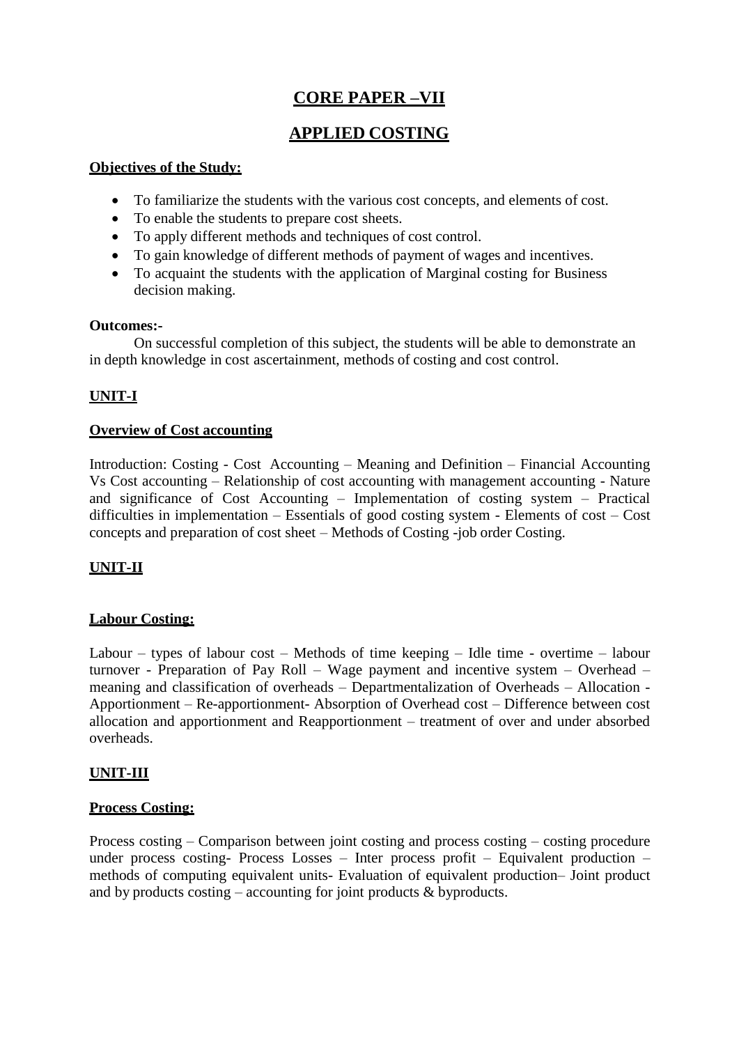# CORE PAPER –VII

# APPLIED COSTING

**Objectives of the Study:**

- To familiarize the students with the various cost concepts, and elements of cost.
- To enable the students to prepare cost sheets.
- To apply different methods and techniques of cost control.
- To gain knowledge of different methods of payment of wages and incentives.
- To acquaint the students with the application of Marginal costing for Business decision making.

**Outcomes:-**

On successful completion of this subject, the students will be able to demonstrate an in depth knowledge in cost ascertainment, methods of costing and cost control.

## UNIT-I

### Overview of Cost accounting

Introduction: Costing - Cost Accounting – Meaning and Definition – Financial Accounting Vs Cost accounting – Relationship of cost accounting with management accounting - Nature and significance of Cost Accounting – Implementation of costing system – Practical difficulties in implementation – Essentials of good costing system - Elements of cost – Cost concepts and preparation of cost sheet – Methods of Costing -job order Costing.

## UNIT-II

### Labour Costing:

Labour – types of labour cost – Methods of time keeping – Idle time - overtime – labour turnover - Preparation of Pay Roll – Wage payment and incentive system – Overhead – meaning and classification of overheads – Departmentalization of Overheads – Allocation - Apportionment – Re-apportionment- Absorption of Overhead cost – Difference between cost allocation and apportionment and Reapportionment – treatment of over and under absorbed overheads.

## UNIT-III

### Process Costing:

Process costing – Comparison between joint costing and process costing – costing procedure under process costing- Process Losses – Inter process profit – Equivalent production – methods of computing equivalent units- Evaluation of equivalent production– Joint product and by products costing – accounting for joint products & byproducts.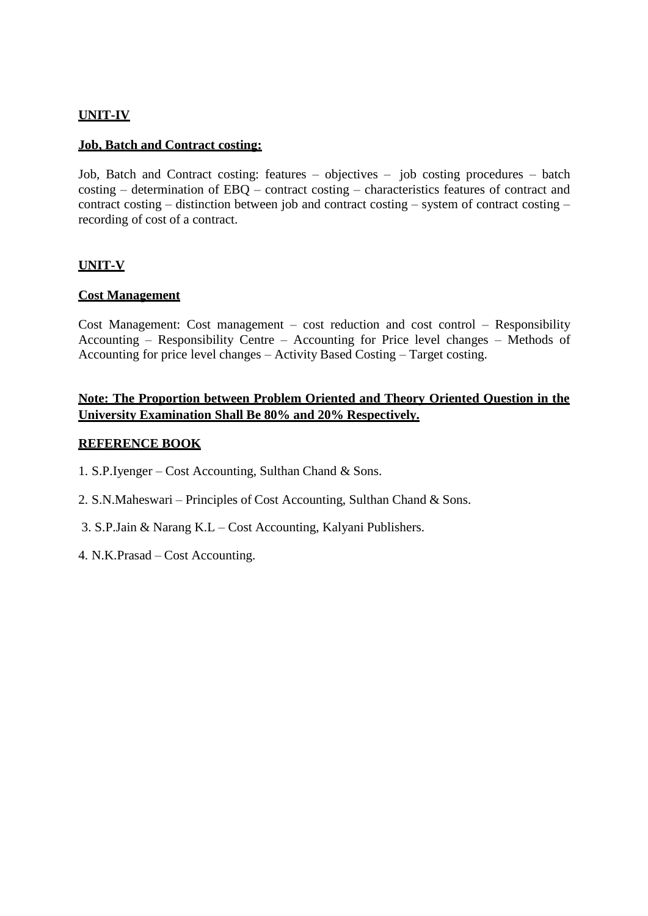## UNIT-IV

### Job, Batch and Contract costing:

Job, Batch and Contract costing: features – objectives – job costing procedures – batch costing – determination of EBQ – contract costing – characteristics features of contract and contract costing – distinction between job and contract costing – system of contract costing – recording of cost of a contract.

## UNIT-V

### Cost Management

Cost Management: Cost management – cost reduction and cost control – Responsibility Accounting – Responsibility Centre – Accounting for Price level changes – Methods of Accounting for price level changes – Activity Based Costing – Target costing.

**Note: The Proportion between Problem Oriented and Theory Oriented Question in the University Examination Shall Be 80% and 20% Respectively.**

### REFERENCE BOOK

1. S.P.Iyenger – Cost Accounting, Sulthan Chand & Sons.
2. S.N.Maheswari – Principles of Cost Accounting, Sulthan Chand & Sons.
3. S.P.Jain & Narang K.L – Cost Accounting, Kalyani Publishers.
4. N.K.Prasad – Cost Accounting.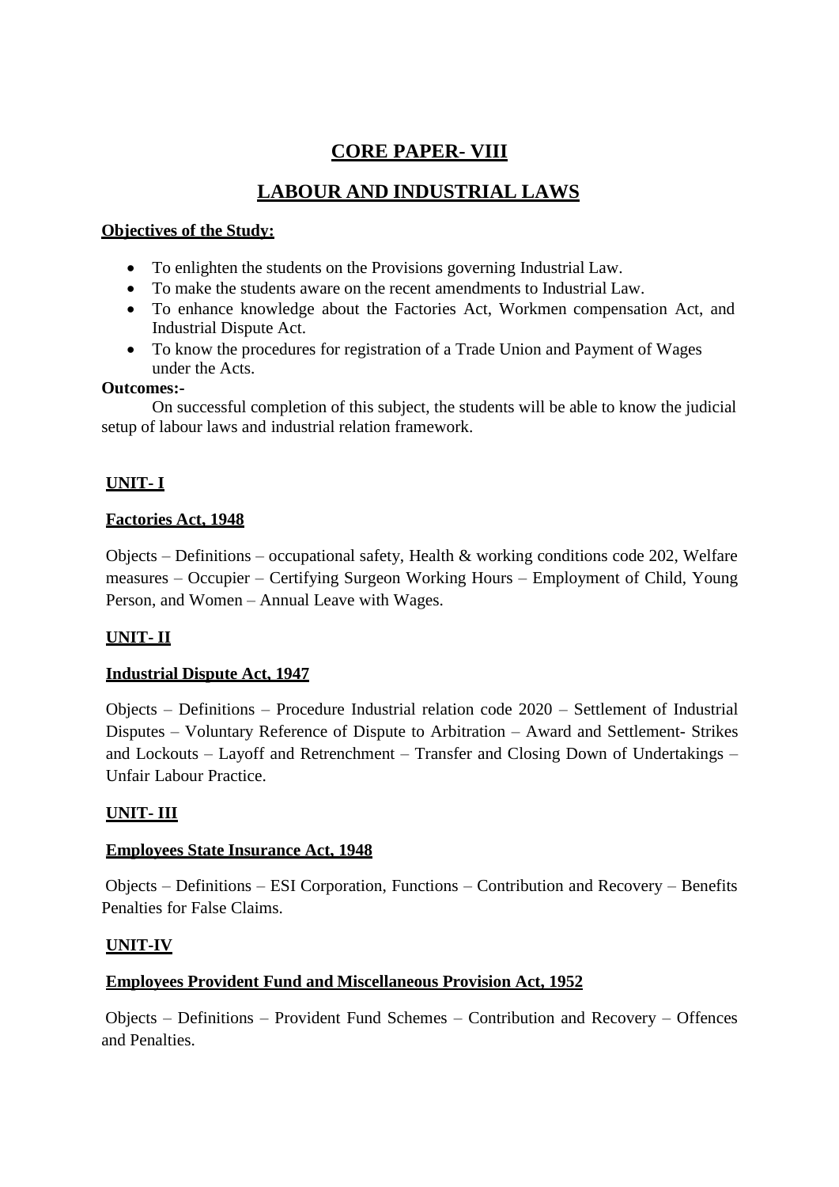# CORE PAPER- VIII

# LABOUR AND INDUSTRIAL LAWS

**Objectives of the Study:**

- To enlighten the students on the Provisions governing Industrial Law.
- To make the students aware on the recent amendments to Industrial Law.
- To enhance knowledge about the Factories Act, Workmen compensation Act, and Industrial Dispute Act.
- To know the procedures for registration of a Trade Union and Payment of Wages under the Acts.

**Outcomes:-**

On successful completion of this subject, the students will be able to know the judicial setup of labour laws and industrial relation framework.

## UNIT- I

### Factories Act, 1948

Objects – Definitions – occupational safety, Health & working conditions code 202, Welfare measures – Occupier – Certifying Surgeon Working Hours – Employment of Child, Young Person, and Women – Annual Leave with Wages.

## UNIT- II

### Industrial Dispute Act, 1947

Objects – Definitions – Procedure Industrial relation code 2020 – Settlement of Industrial Disputes – Voluntary Reference of Dispute to Arbitration – Award and Settlement- Strikes and Lockouts – Layoff and Retrenchment – Transfer and Closing Down of Undertakings – Unfair Labour Practice.

## UNIT- III

### Employees State Insurance Act, 1948

Objects – Definitions – ESI Corporation, Functions – Contribution and Recovery – Benefits Penalties for False Claims.

## UNIT-IV

### Employees Provident Fund and Miscellaneous Provision Act, 1952

Objects – Definitions – Provident Fund Schemes – Contribution and Recovery – Offences and Penalties.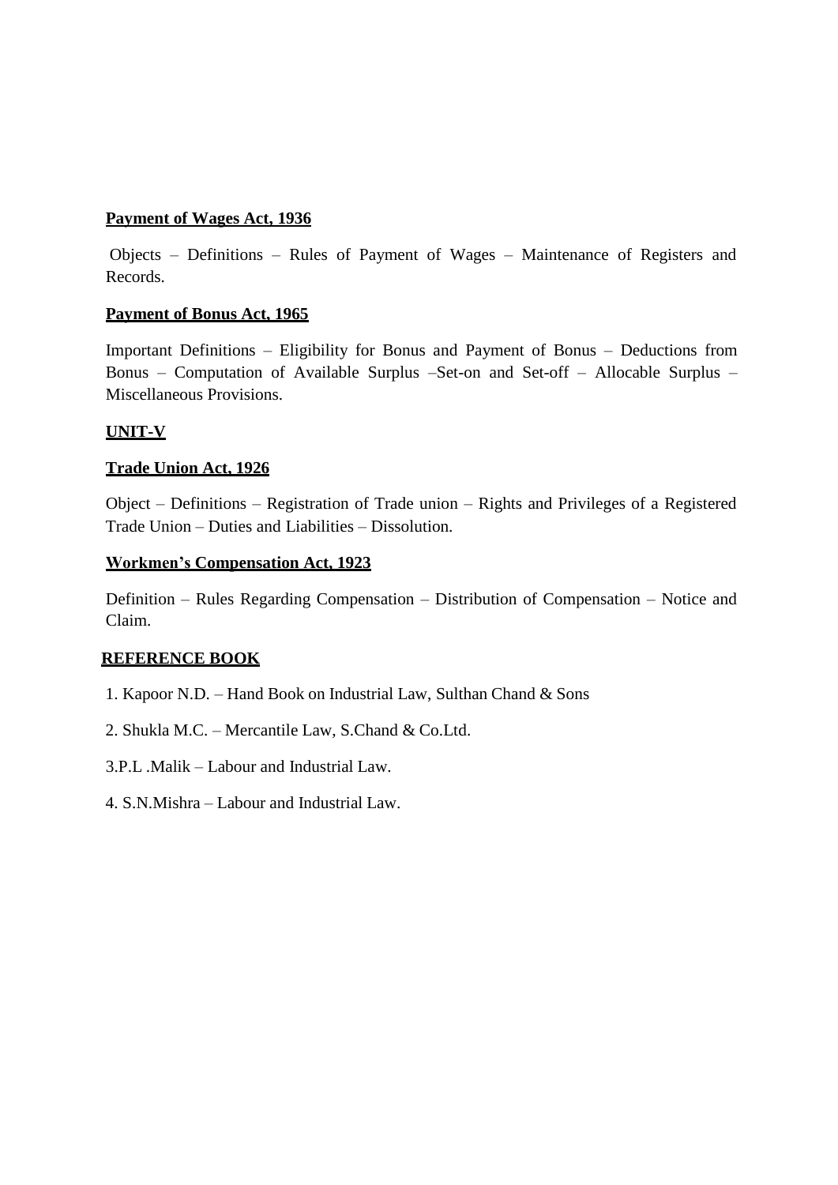**Payment of Wages Act, 1936**

Objects – Definitions – Rules of Payment of Wages – Maintenance of Registers and Records.

**Payment of Bonus Act, 1965**

Important Definitions – Eligibility for Bonus and Payment of Bonus – Deductions from Bonus – Computation of Available Surplus –Set-on and Set-off – Allocable Surplus – Miscellaneous Provisions.

**UNIT-V**

**Trade Union Act, 1926**

Object – Definitions – Registration of Trade union – Rights and Privileges of a Registered Trade Union – Duties and Liabilities – Dissolution.

**Workmen's Compensation Act, 1923**

Definition – Rules Regarding Compensation – Distribution of Compensation – Notice and Claim.

**REFERENCE BOOK**

1. Kapoor N.D. – Hand Book on Industrial Law, Sulthan Chand & Sons
2. Shukla M.C. – Mercantile Law, S.Chand & Co.Ltd.
3. P.L .Malik – Labour and Industrial Law.
4. S.N.Mishra – Labour and Industrial Law.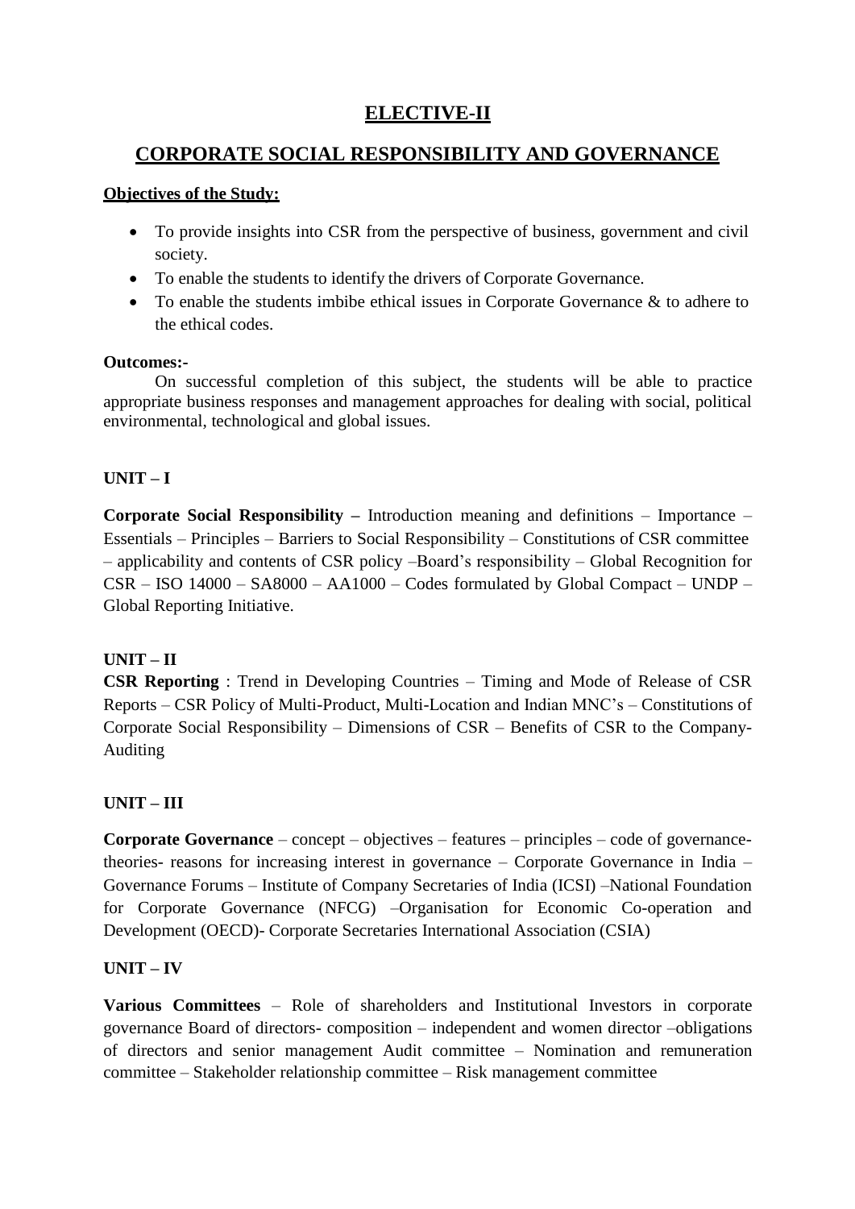# ELECTIVE-II

## CORPORATE SOCIAL RESPONSIBILITY AND GOVERNANCE

**Objectives of the Study:**

- To provide insights into CSR from the perspective of business, government and civil society.
- To enable the students to identify the drivers of Corporate Governance.
- To enable the students imbibe ethical issues in Corporate Governance & to adhere to the ethical codes.

**Outcomes:-**

On successful completion of this subject, the students will be able to practice appropriate business responses and management approaches for dealing with social, political environmental, technological and global issues.

### UNIT – I

**Corporate Social Responsibility –** Introduction meaning and definitions – Importance – Essentials – Principles – Barriers to Social Responsibility – Constitutions of CSR committee – applicability and contents of CSR policy –Board's responsibility – Global Recognition for CSR – ISO 14000 – SA8000 – AA1000 – Codes formulated by Global Compact – UNDP – Global Reporting Initiative.

### UNIT – II

**CSR Reporting** : Trend in Developing Countries – Timing and Mode of Release of CSR Reports – CSR Policy of Multi-Product, Multi-Location and Indian MNC's – Constitutions of Corporate Social Responsibility – Dimensions of CSR – Benefits of CSR to the Company- Auditing

### UNIT – III

**Corporate Governance** – concept – objectives – features – principles – code of governance- theories- reasons for increasing interest in governance – Corporate Governance in India – Governance Forums – Institute of Company Secretaries of India (ICSI) –National Foundation for Corporate Governance (NFCG) –Organisation for Economic Co-operation and Development (OECD)- Corporate Secretaries International Association (CSIA)

### UNIT – IV

**Various Committees** – Role of shareholders and Institutional Investors in corporate governance Board of directors- composition – independent and women director –obligations of directors and senior management Audit committee – Nomination and remuneration committee – Stakeholder relationship committee – Risk management committee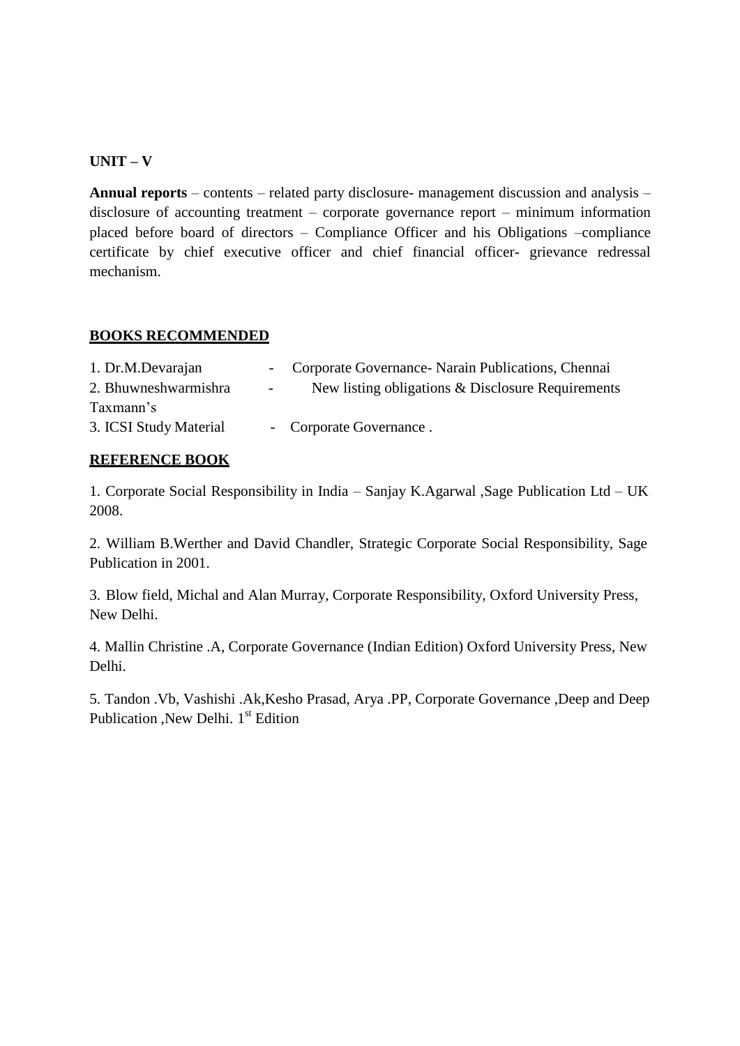**UNIT – V**

**Annual reports** – contents – related party disclosure- management discussion and analysis – disclosure of accounting treatment – corporate governance report – minimum information placed before board of directors – Compliance Officer and his Obligations –compliance certificate by chief executive officer and chief financial officer- grievance redressal mechanism.

**BOOKS RECOMMENDED**

1. Dr.M.Devarajan - Corporate Governance- Narain Publications, Chennai
2. Bhuwneshwarmishra - New listing obligations & Disclosure Requirements Taxmann's
3. ICSI Study Material - Corporate Governance .

**REFERENCE BOOK**

1. Corporate Social Responsibility in India – Sanjay K.Agarwal ,Sage Publication Ltd – UK 2008.

2. William B.Werther and David Chandler, Strategic Corporate Social Responsibility, Sage Publication in 2001.

3. Blow field, Michal and Alan Murray, Corporate Responsibility, Oxford University Press, New Delhi.

4. Mallin Christine .A, Corporate Governance (Indian Edition) Oxford University Press, New Delhi.

5. Tandon .Vb, Vashishi .Ak,Kesho Prasad, Arya .PP, Corporate Governance ,Deep and Deep Publication ,New Delhi. 1st Edition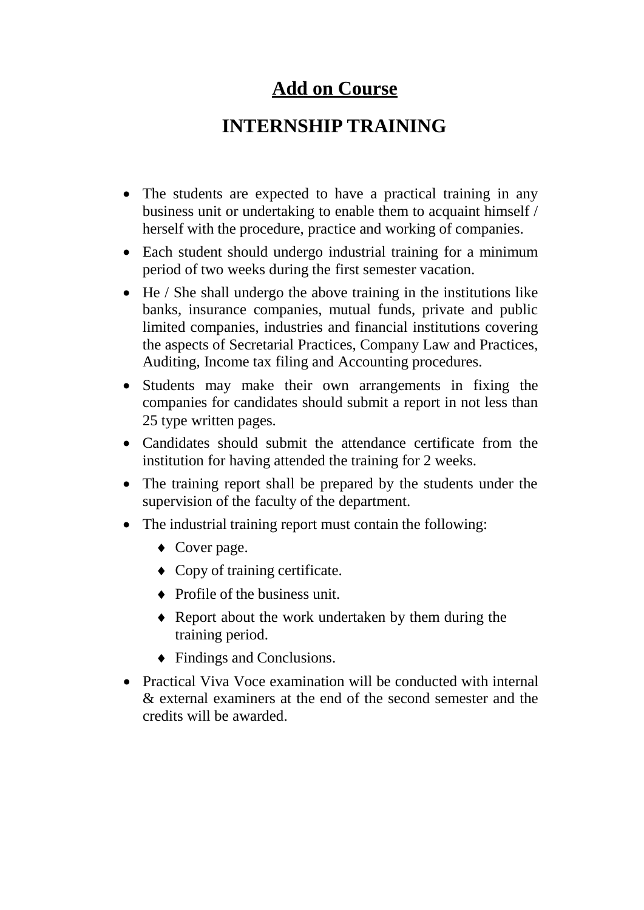# <u>Add on Course</u>

# INTERNSHIP TRAINING

- The students are expected to have a practical training in any business unit or undertaking to enable them to acquaint himself / herself with the procedure, practice and working of companies.
- Each student should undergo industrial training for a minimum period of two weeks during the first semester vacation.
- He / She shall undergo the above training in the institutions like banks, insurance companies, mutual funds, private and public limited companies, industries and financial institutions covering the aspects of Secretarial Practices, Company Law and Practices, Auditing, Income tax filing and Accounting procedures.
- Students may make their own arrangements in fixing the companies for candidates should submit a report in not less than 25 type written pages.
- Candidates should submit the attendance certificate from the institution for having attended the training for 2 weeks.
- The training report shall be prepared by the students under the supervision of the faculty of the department.
- The industrial training report must contain the following:
    - ♦ Cover page.
    - ♦ Copy of training certificate.
    - ♦ Profile of the business unit.
    - ♦ Report about the work undertaken by them during the training period.
    - ♦ Findings and Conclusions.
- Practical Viva Voce examination will be conducted with internal & external examiners at the end of the second semester and the credits will be awarded.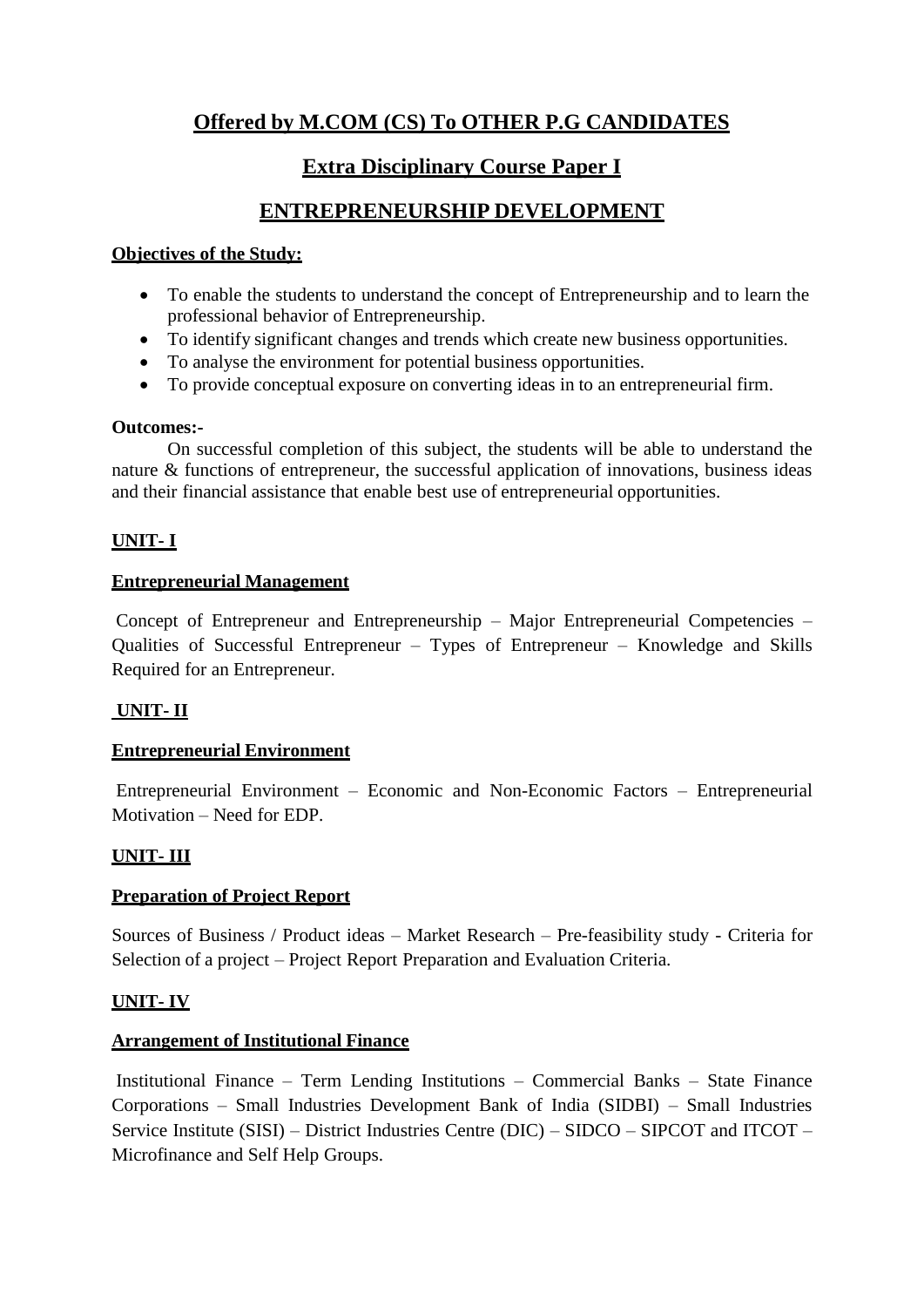# Offered by M.COM (CS) To OTHER P.G CANDIDATES

## Extra Disciplinary Course Paper I

## ENTREPRENEURSHIP DEVELOPMENT

**Objectives of the Study:**

- To enable the students to understand the concept of Entrepreneurship and to learn the professional behavior of Entrepreneurship.
- To identify significant changes and trends which create new business opportunities.
- To analyse the environment for potential business opportunities.
- To provide conceptual exposure on converting ideas in to an entrepreneurial firm.

**Outcomes:-**

On successful completion of this subject, the students will be able to understand the nature & functions of entrepreneur, the successful application of innovations, business ideas and their financial assistance that enable best use of entrepreneurial opportunities.

### UNIT- I

**Entrepreneurial Management**

Concept of Entrepreneur and Entrepreneurship – Major Entrepreneurial Competencies – Qualities of Successful Entrepreneur – Types of Entrepreneur – Knowledge and Skills Required for an Entrepreneur.

### UNIT- II

**Entrepreneurial Environment**

Entrepreneurial Environment – Economic and Non-Economic Factors – Entrepreneurial Motivation – Need for EDP.

### UNIT- III

**Preparation of Project Report**

Sources of Business / Product ideas – Market Research – Pre-feasibility study - Criteria for Selection of a project – Project Report Preparation and Evaluation Criteria.

### UNIT- IV

**Arrangement of Institutional Finance**

Institutional Finance – Term Lending Institutions – Commercial Banks – State Finance Corporations – Small Industries Development Bank of India (SIDBI) – Small Industries Service Institute (SISI) – District Industries Centre (DIC) – SIDCO – SIPCOT and ITCOT – Microfinance and Self Help Groups.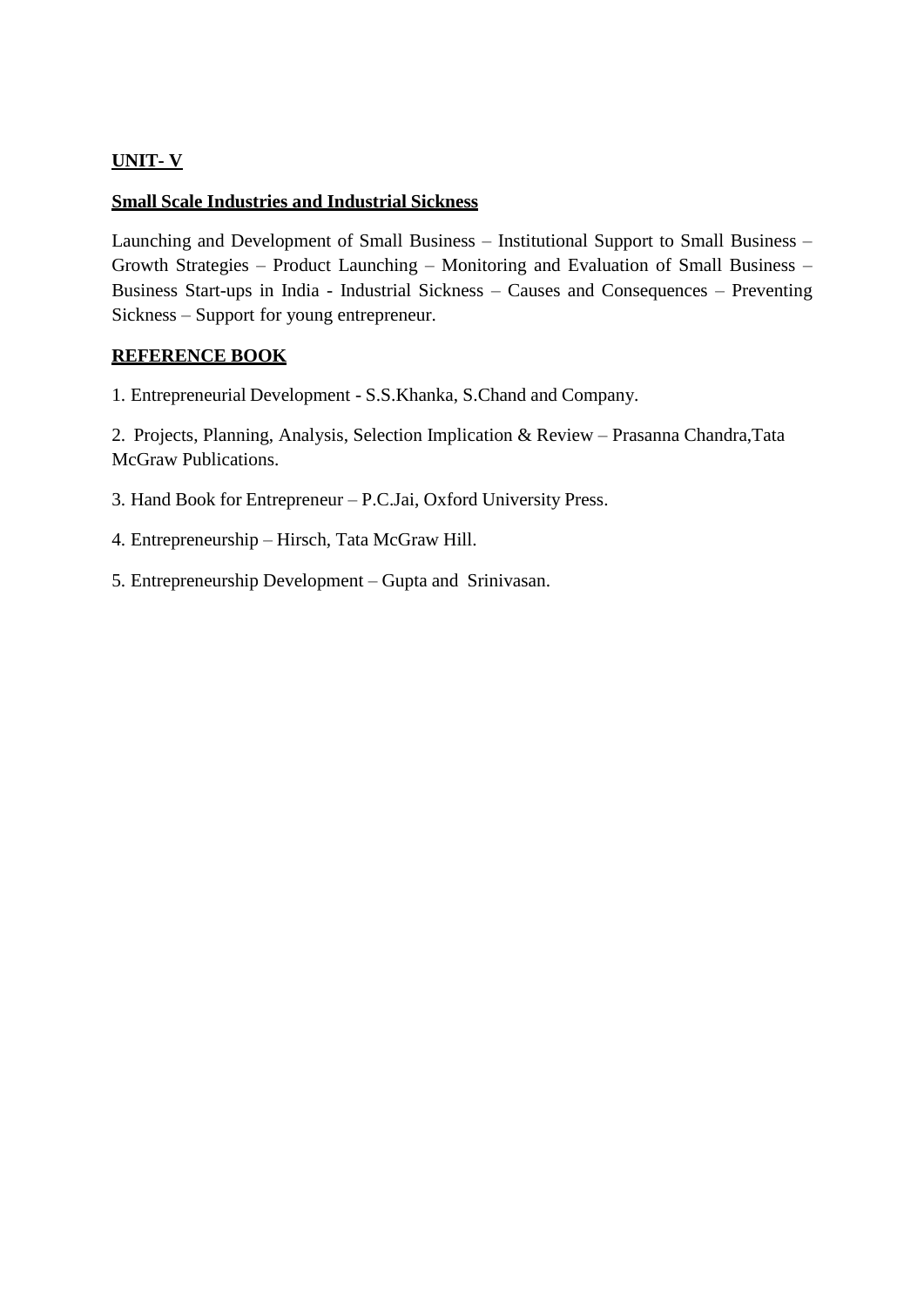## UNIT- V

### Small Scale Industries and Industrial Sickness

Launching and Development of Small Business – Institutional Support to Small Business – Growth Strategies – Product Launching – Monitoring and Evaluation of Small Business – Business Start-ups in India - Industrial Sickness – Causes and Consequences – Preventing Sickness – Support for young entrepreneur.

### REFERENCE BOOK

1. Entrepreneurial Development - S.S.Khanka, S.Chand and Company.

2. Projects, Planning, Analysis, Selection Implication & Review – Prasanna Chandra,Tata McGraw Publications.

3. Hand Book for Entrepreneur – P.C.Jai, Oxford University Press.

4. Entrepreneurship – Hirsch, Tata McGraw Hill.

5. Entrepreneurship Development – Gupta and Srinivasan.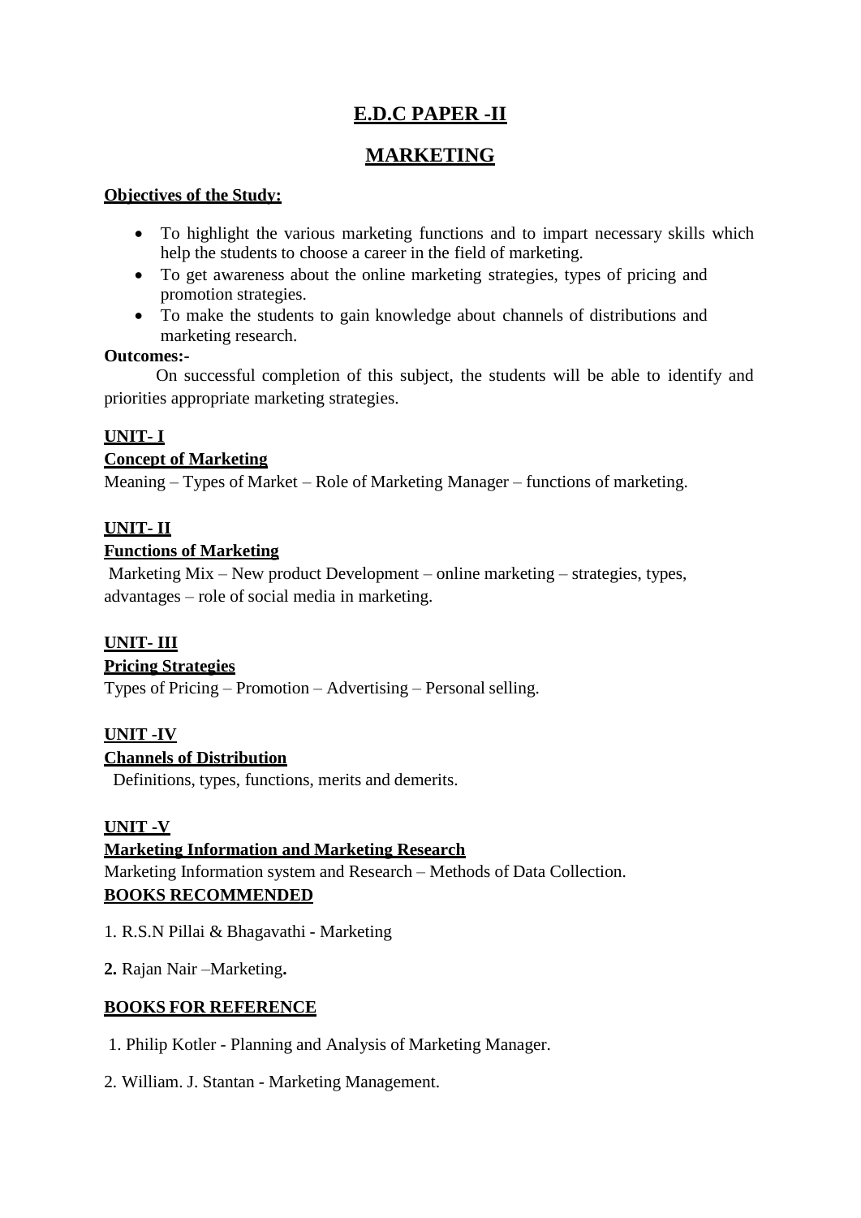# E.D.C PAPER -II

# MARKETING

**Objectives of the Study:**

- To highlight the various marketing functions and to impart necessary skills which help the students to choose a career in the field of marketing.
- To get awareness about the online marketing strategies, types of pricing and promotion strategies.
- To make the students to gain knowledge about channels of distributions and marketing research.

**Outcomes:-**

On successful completion of this subject, the students will be able to identify and priorities appropriate marketing strategies.

**UNIT- I**

**Concept of Marketing**

Meaning – Types of Market – Role of Marketing Manager – functions of marketing.

**UNIT- II**

**Functions of Marketing**

Marketing Mix – New product Development – online marketing – strategies, types, advantages – role of social media in marketing.

**UNIT- III**

**Pricing Strategies**

Types of Pricing – Promotion – Advertising – Personal selling.

**UNIT -IV**

**Channels of Distribution**

Definitions, types, functions, merits and demerits.

**UNIT -V**

**Marketing Information and Marketing Research**

Marketing Information system and Research – Methods of Data Collection.

**BOOKS RECOMMENDED**

1. R.S.N Pillai & Bhagavathi - Marketing

**2.** Rajan Nair –Marketing**.**

**BOOKS FOR REFERENCE**

1. Philip Kotler - Planning and Analysis of Marketing Manager.

2. William. J. Stantan - Marketing Management.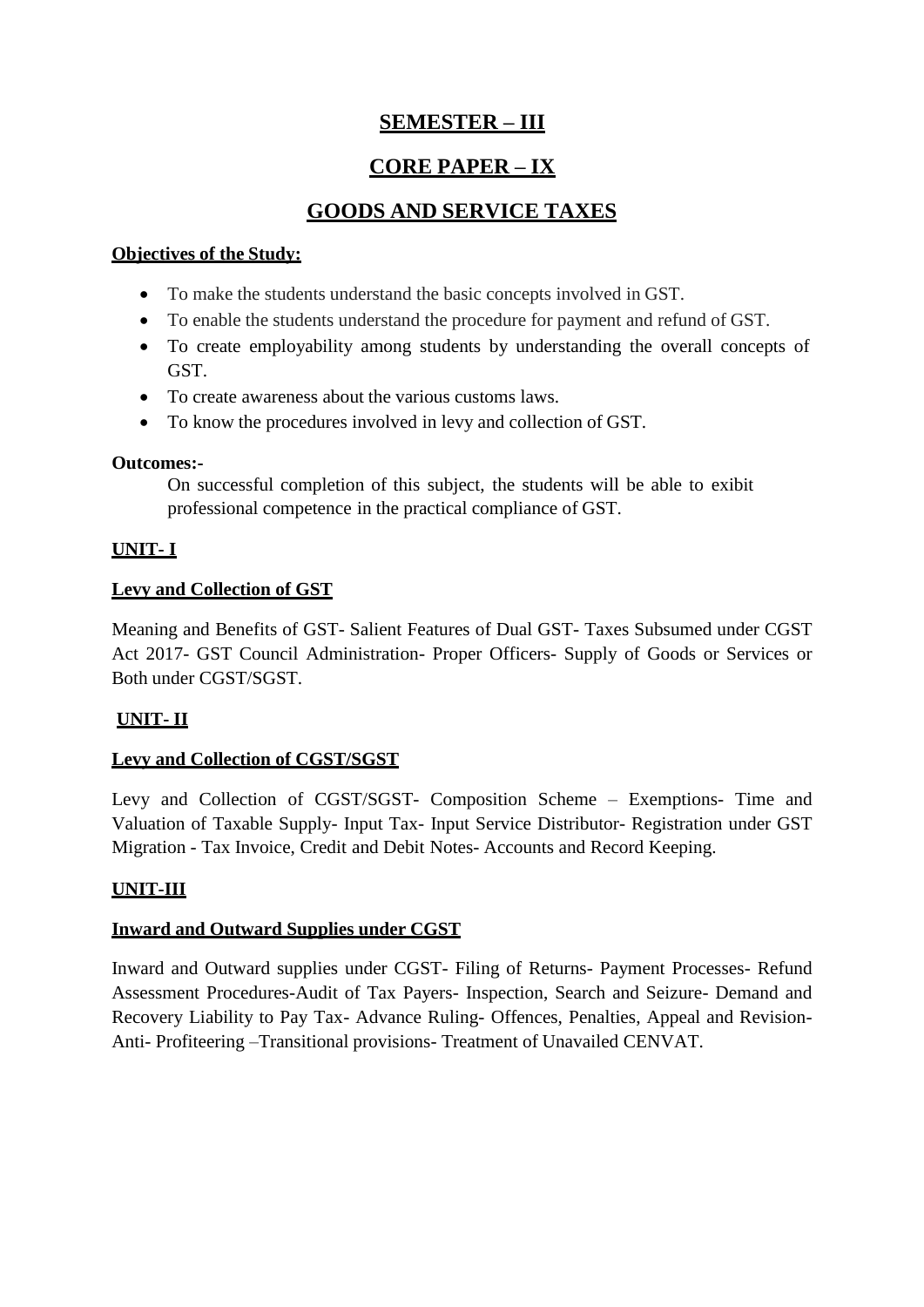# SEMESTER – III

## CORE PAPER – IX

## GOODS AND SERVICE TAXES

**Objectives of the Study:**

- To make the students understand the basic concepts involved in GST.
- To enable the students understand the procedure for payment and refund of GST.
- To create employability among students by understanding the overall concepts of GST.
- To create awareness about the various customs laws.
- To know the procedures involved in levy and collection of GST.

**Outcomes:-**

On successful completion of this subject, the students will be able to exibit professional competence in the practical compliance of GST.

**UNIT- I**

**Levy and Collection of GST**

Meaning and Benefits of GST- Salient Features of Dual GST- Taxes Subsumed under CGST Act 2017- GST Council Administration- Proper Officers- Supply of Goods or Services or Both under CGST/SGST.

**UNIT- II**

**Levy and Collection of CGST/SGST**

Levy and Collection of CGST/SGST- Composition Scheme – Exemptions- Time and Valuation of Taxable Supply- Input Tax- Input Service Distributor- Registration under GST Migration - Tax Invoice, Credit and Debit Notes- Accounts and Record Keeping.

**UNIT-III**

**Inward and Outward Supplies under CGST**

Inward and Outward supplies under CGST- Filing of Returns- Payment Processes- Refund Assessment Procedures-Audit of Tax Payers- Inspection, Search and Seizure- Demand and Recovery Liability to Pay Tax- Advance Ruling- Offences, Penalties, Appeal and Revision-Anti- Profiteering –Transitional provisions- Treatment of Unavailed CENVAT.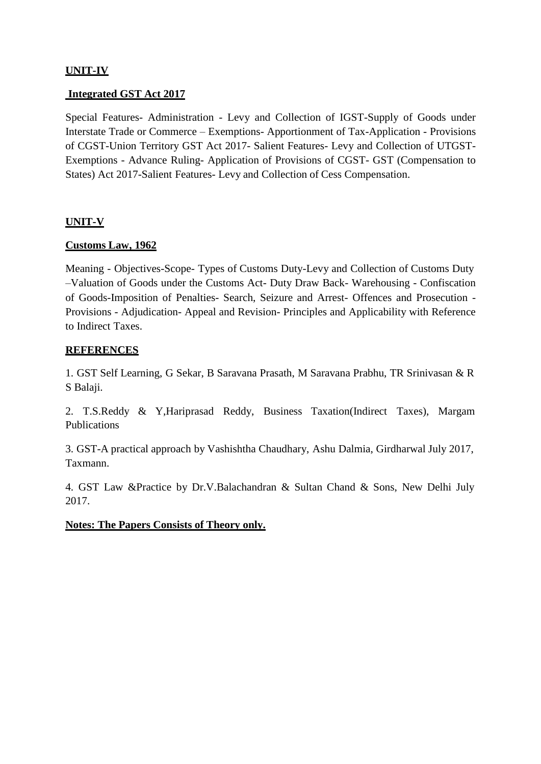## UNIT-IV

### Integrated GST Act 2017

Special Features- Administration - Levy and Collection of IGST-Supply of Goods under Interstate Trade or Commerce – Exemptions- Apportionment of Tax-Application - Provisions of CGST-Union Territory GST Act 2017- Salient Features- Levy and Collection of UTGST-Exemptions - Advance Ruling- Application of Provisions of CGST- GST (Compensation to States) Act 2017-Salient Features- Levy and Collection of Cess Compensation.

## UNIT-V

### Customs Law, 1962

Meaning - Objectives-Scope- Types of Customs Duty-Levy and Collection of Customs Duty –Valuation of Goods under the Customs Act- Duty Draw Back- Warehousing - Confiscation of Goods-Imposition of Penalties- Search, Seizure and Arrest- Offences and Prosecution - Provisions - Adjudication- Appeal and Revision- Principles and Applicability with Reference to Indirect Taxes.

## REFERENCES

1. GST Self Learning, G Sekar, B Saravana Prasath, M Saravana Prabhu, TR Srinivasan & R S Balaji.

2. T.S.Reddy & Y,Hariprasad Reddy, Business Taxation(Indirect Taxes), Margam Publications

3. GST-A practical approach by Vashishtha Chaudhary, Ashu Dalmia, Girdharwal July 2017, Taxmann.

4. GST Law &Practice by Dr.V.Balachandran & Sultan Chand & Sons, New Delhi July 2017.

**Notes: The Papers Consists of Theory only.**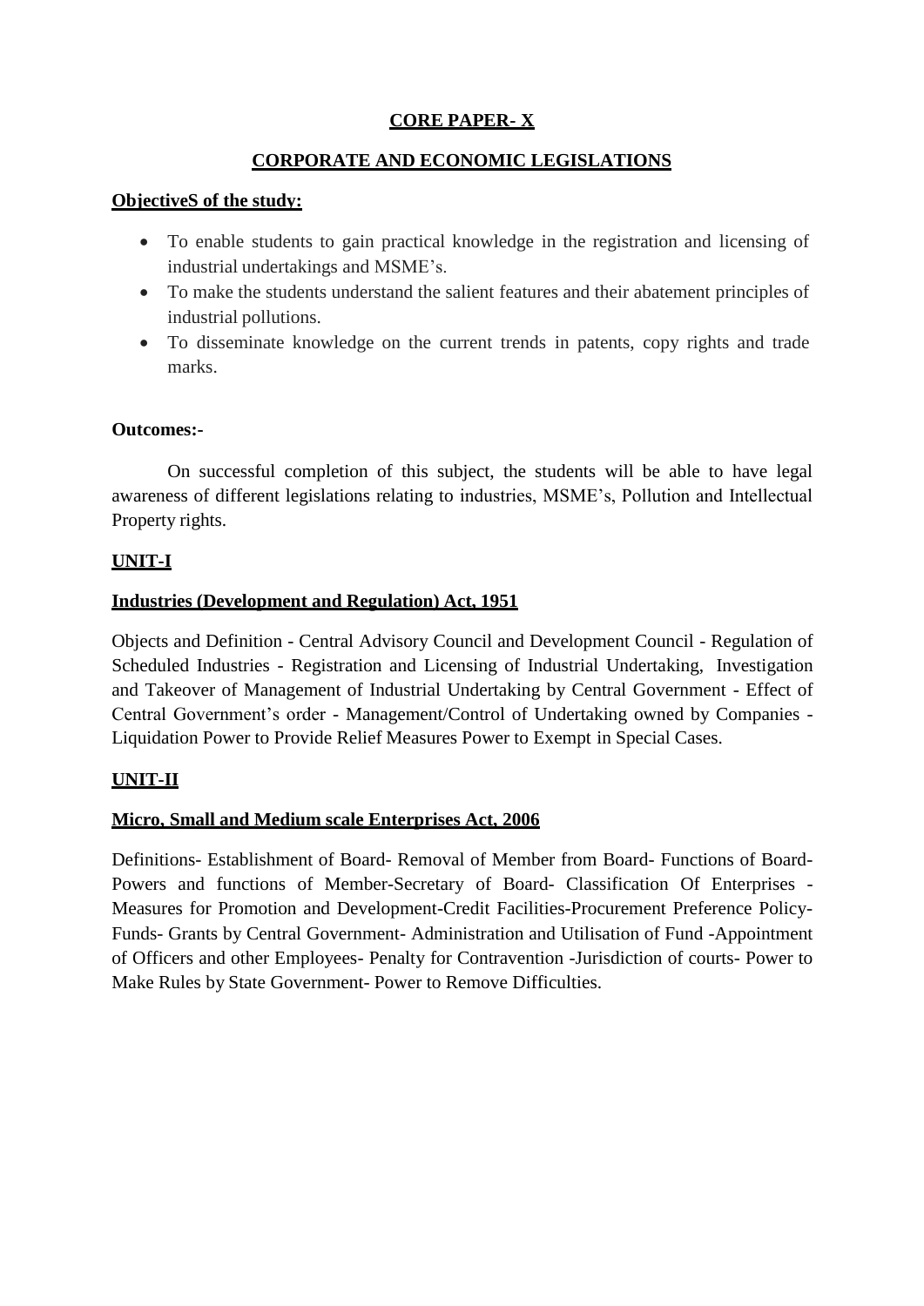# CORE PAPER- X

## CORPORATE AND ECONOMIC LEGISLATIONS

**ObjectiveS of the study:**

- To enable students to gain practical knowledge in the registration and licensing of industrial undertakings and MSME's.
- To make the students understand the salient features and their abatement principles of industrial pollutions.
- To disseminate knowledge on the current trends in patents, copy rights and trade marks.

**Outcomes:-**

On successful completion of this subject, the students will be able to have legal awareness of different legislations relating to industries, MSME's, Pollution and Intellectual Property rights.

**UNIT-I**

**Industries (Development and Regulation) Act, 1951**

Objects and Definition - Central Advisory Council and Development Council - Regulation of Scheduled Industries - Registration and Licensing of Industrial Undertaking, Investigation and Takeover of Management of Industrial Undertaking by Central Government - Effect of Central Government's order - Management/Control of Undertaking owned by Companies - Liquidation Power to Provide Relief Measures Power to Exempt in Special Cases.

**UNIT-II**

**Micro, Small and Medium scale Enterprises Act, 2006**

Definitions- Establishment of Board- Removal of Member from Board- Functions of Board- Powers and functions of Member-Secretary of Board- Classification Of Enterprises - Measures for Promotion and Development-Credit Facilities-Procurement Preference Policy-Funds- Grants by Central Government- Administration and Utilisation of Fund -Appointment of Officers and other Employees- Penalty for Contravention -Jurisdiction of courts- Power to Make Rules by State Government- Power to Remove Difficulties.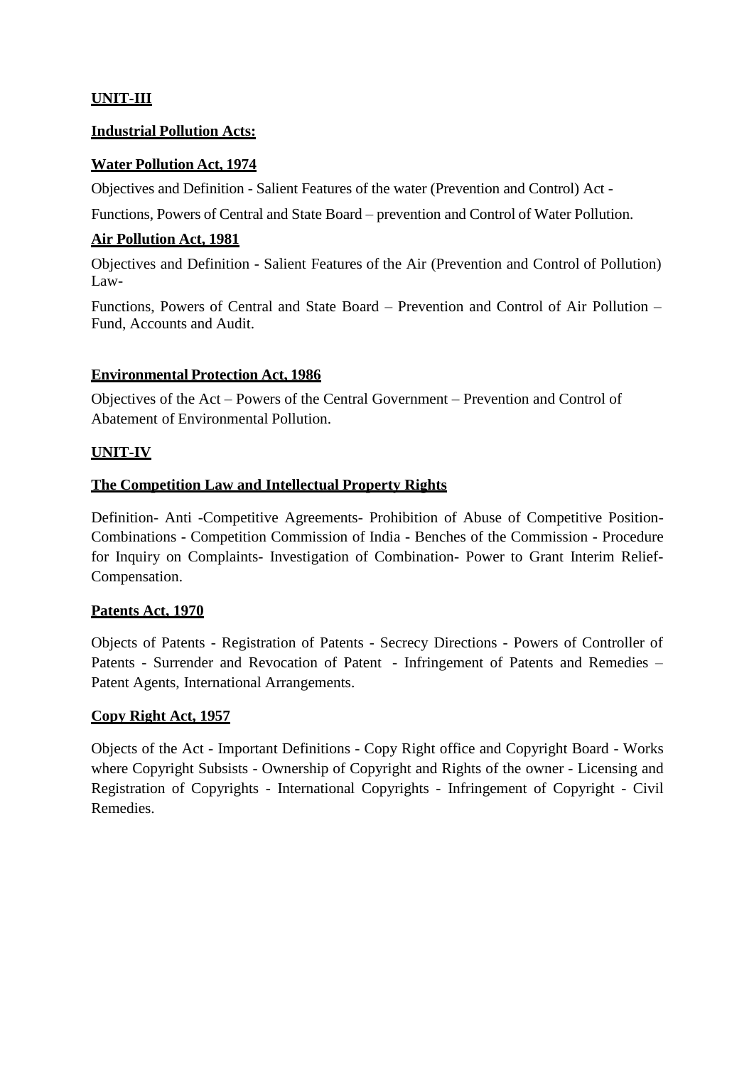## UNIT-III

### Industrial Pollution Acts:

#### Water Pollution Act, 1974

Objectives and Definition - Salient Features of the water (Prevention and Control) Act -

Functions, Powers of Central and State Board – prevention and Control of Water Pollution.

#### Air Pollution Act, 1981

Objectives and Definition - Salient Features of the Air (Prevention and Control of Pollution) Law-

Functions, Powers of Central and State Board – Prevention and Control of Air Pollution – Fund, Accounts and Audit.

#### Environmental Protection Act, 1986

Objectives of the Act – Powers of the Central Government – Prevention and Control of Abatement of Environmental Pollution.

## UNIT-IV

### The Competition Law and Intellectual Property Rights

Definition- Anti -Competitive Agreements- Prohibition of Abuse of Competitive Position- Combinations - Competition Commission of India - Benches of the Commission - Procedure for Inquiry on Complaints- Investigation of Combination- Power to Grant Interim Relief- Compensation.

#### Patents Act, 1970

Objects of Patents - Registration of Patents - Secrecy Directions - Powers of Controller of Patents - Surrender and Revocation of Patent - Infringement of Patents and Remedies – Patent Agents, International Arrangements.

#### Copy Right Act, 1957

Objects of the Act - Important Definitions - Copy Right office and Copyright Board - Works where Copyright Subsists - Ownership of Copyright and Rights of the owner - Licensing and Registration of Copyrights - International Copyrights - Infringement of Copyright - Civil Remedies.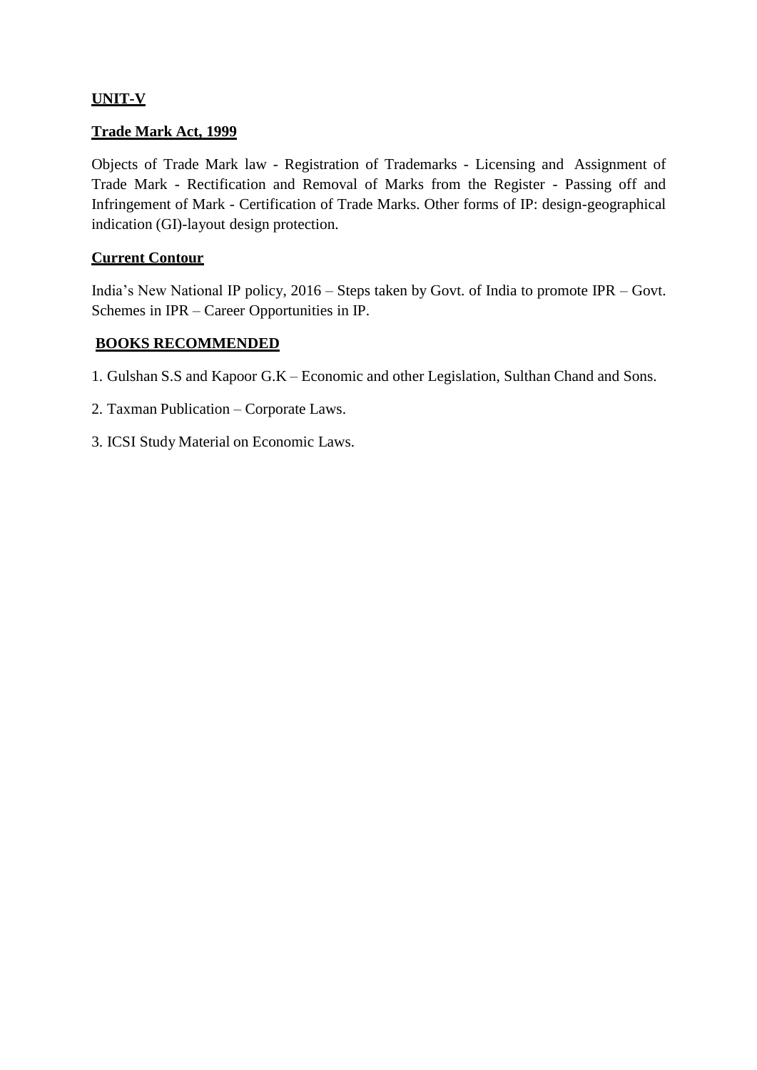## **UNIT-V**

### **Trade Mark Act, 1999**

Objects of Trade Mark law - Registration of Trademarks - Licensing and Assignment of Trade Mark - Rectification and Removal of Marks from the Register - Passing off and Infringement of Mark - Certification of Trade Marks. Other forms of IP: design-geographical indication (GI)-layout design protection.

### **Current Contour**

India's New National IP policy, 2016 – Steps taken by Govt. of India to promote IPR – Govt. Schemes in IPR – Career Opportunities in IP.

### **BOOKS RECOMMENDED**

1. Gulshan S.S and Kapoor G.K – Economic and other Legislation, Sulthan Chand and Sons.
2. Taxman Publication – Corporate Laws.
3. ICSI Study Material on Economic Laws.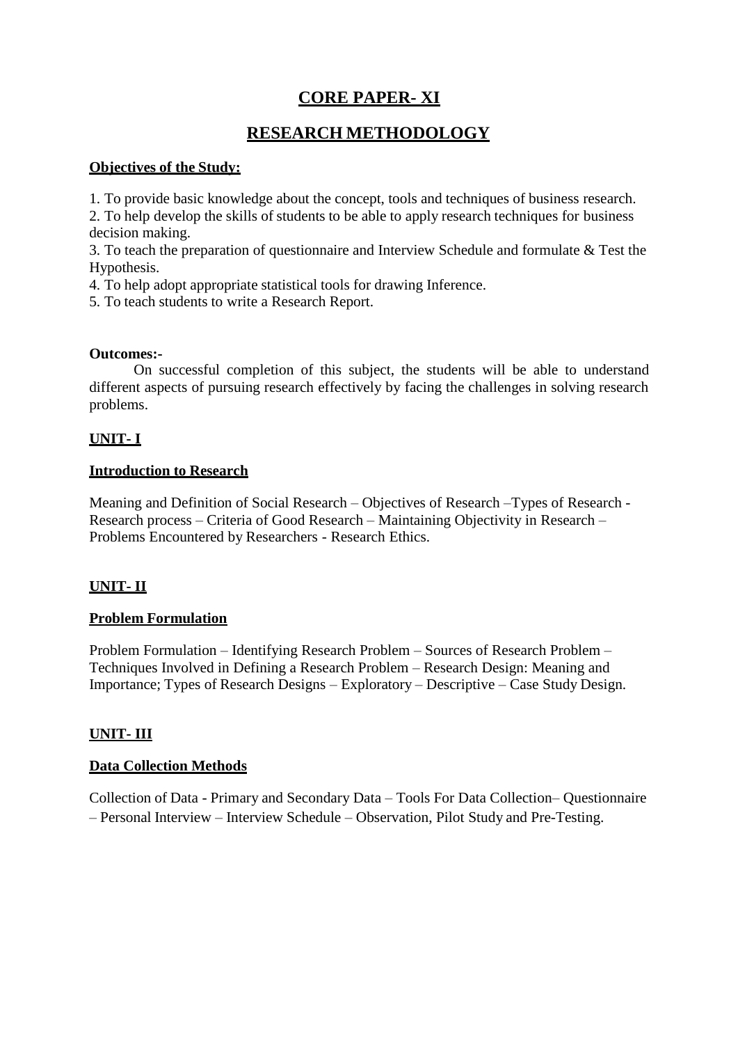# CORE PAPER- XI

# RESEARCH METHODOLOGY

**Objectives of the Study:**

1. To provide basic knowledge about the concept, tools and techniques of business research.
2. To help develop the skills of students to be able to apply research techniques for business decision making.
3. To teach the preparation of questionnaire and Interview Schedule and formulate & Test the Hypothesis.
4. To help adopt appropriate statistical tools for drawing Inference.
5. To teach students to write a Research Report.

**Outcomes:-**

On successful completion of this subject, the students will be able to understand different aspects of pursuing research effectively by facing the challenges in solving research problems.

## UNIT- I

### Introduction to Research

Meaning and Definition of Social Research – Objectives of Research –Types of Research - Research process – Criteria of Good Research – Maintaining Objectivity in Research – Problems Encountered by Researchers - Research Ethics.

## UNIT- II

### Problem Formulation

Problem Formulation – Identifying Research Problem – Sources of Research Problem – Techniques Involved in Defining a Research Problem – Research Design: Meaning and Importance; Types of Research Designs – Exploratory – Descriptive – Case Study Design.

## UNIT- III

### Data Collection Methods

Collection of Data - Primary and Secondary Data – Tools For Data Collection– Questionnaire – Personal Interview – Interview Schedule – Observation, Pilot Study and Pre-Testing.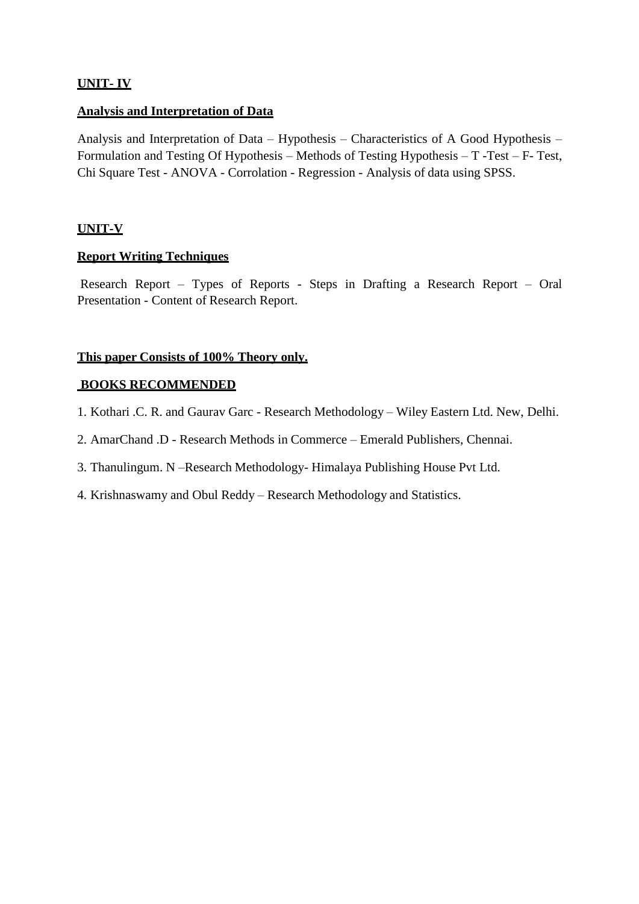**UNIT- IV**

**Analysis and Interpretation of Data**

Analysis and Interpretation of Data – Hypothesis – Characteristics of A Good Hypothesis – Formulation and Testing Of Hypothesis – Methods of Testing Hypothesis – T -Test – F- Test, Chi Square Test - ANOVA - Corrolation - Regression - Analysis of data using SPSS.

**UNIT-V**

**Report Writing Techniques**

Research Report – Types of Reports - Steps in Drafting a Research Report – Oral Presentation - Content of Research Report.

**This paper Consists of 100% Theory only.**

**BOOKS RECOMMENDED**

1. Kothari .C. R. and Gaurav Garc - Research Methodology – Wiley Eastern Ltd. New, Delhi.
2. AmarChand .D - Research Methods in Commerce – Emerald Publishers, Chennai.
3. Thanulingum. N –Research Methodology- Himalaya Publishing House Pvt Ltd.
4. Krishnaswamy and Obul Reddy – Research Methodology and Statistics.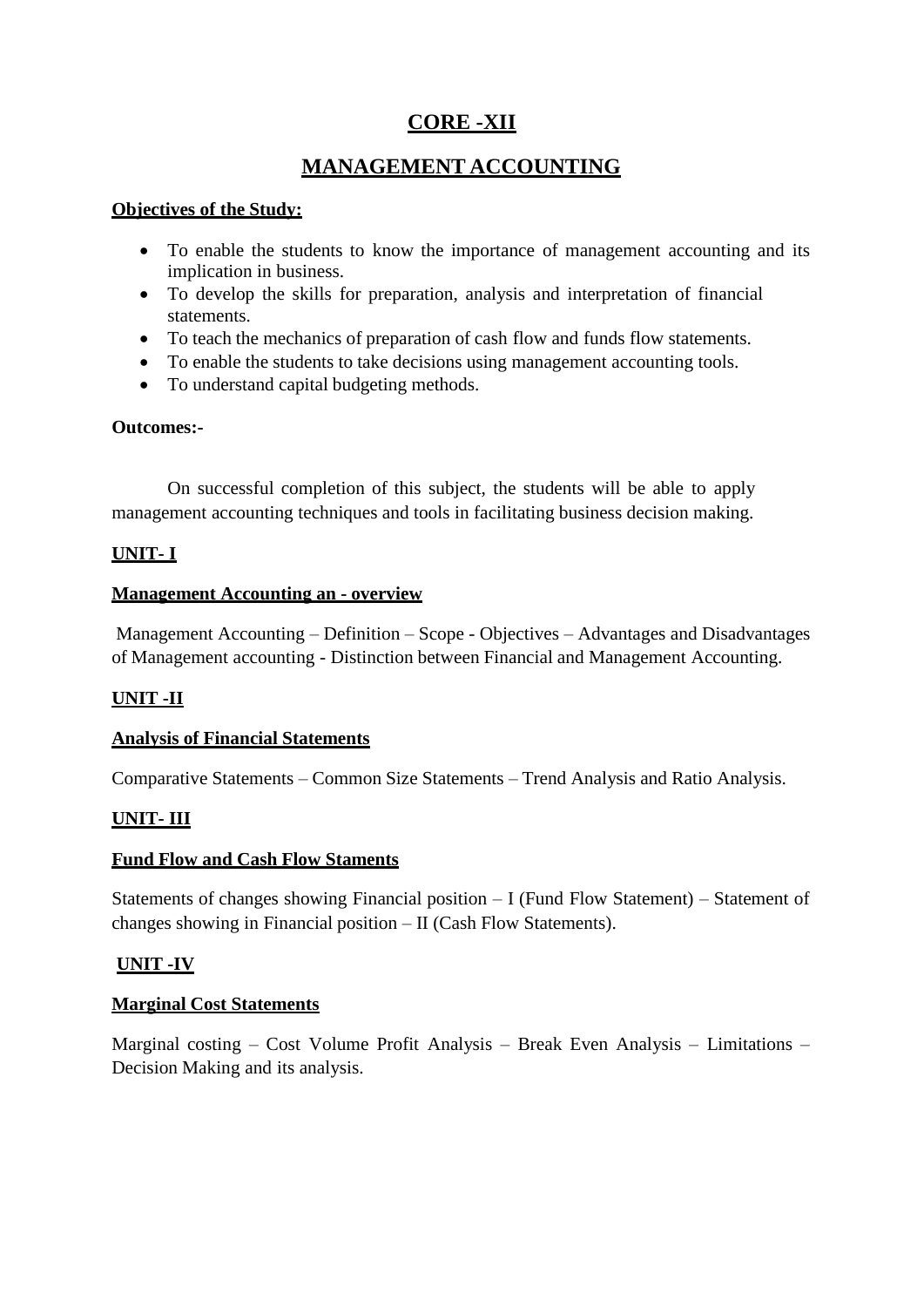# CORE -XII

# MANAGEMENT ACCOUNTING

**Objectives of the Study:**

- To enable the students to know the importance of management accounting and its implication in business.
- To develop the skills for preparation, analysis and interpretation of financial statements.
- To teach the mechanics of preparation of cash flow and funds flow statements.
- To enable the students to take decisions using management accounting tools.
- To understand capital budgeting methods.

**Outcomes:-**

On successful completion of this subject, the students will be able to apply management accounting techniques and tools in facilitating business decision making.

## UNIT- I

### Management Accounting an - overview

Management Accounting – Definition – Scope - Objectives – Advantages and Disadvantages of Management accounting - Distinction between Financial and Management Accounting.

## UNIT -II

### Analysis of Financial Statements

Comparative Statements – Common Size Statements – Trend Analysis and Ratio Analysis.

## UNIT- III

### Fund Flow and Cash Flow Staments

Statements of changes showing Financial position – I (Fund Flow Statement) – Statement of changes showing in Financial position – II (Cash Flow Statements).

## UNIT -IV

### Marginal Cost Statements

Marginal costing – Cost Volume Profit Analysis – Break Even Analysis – Limitations – Decision Making and its analysis.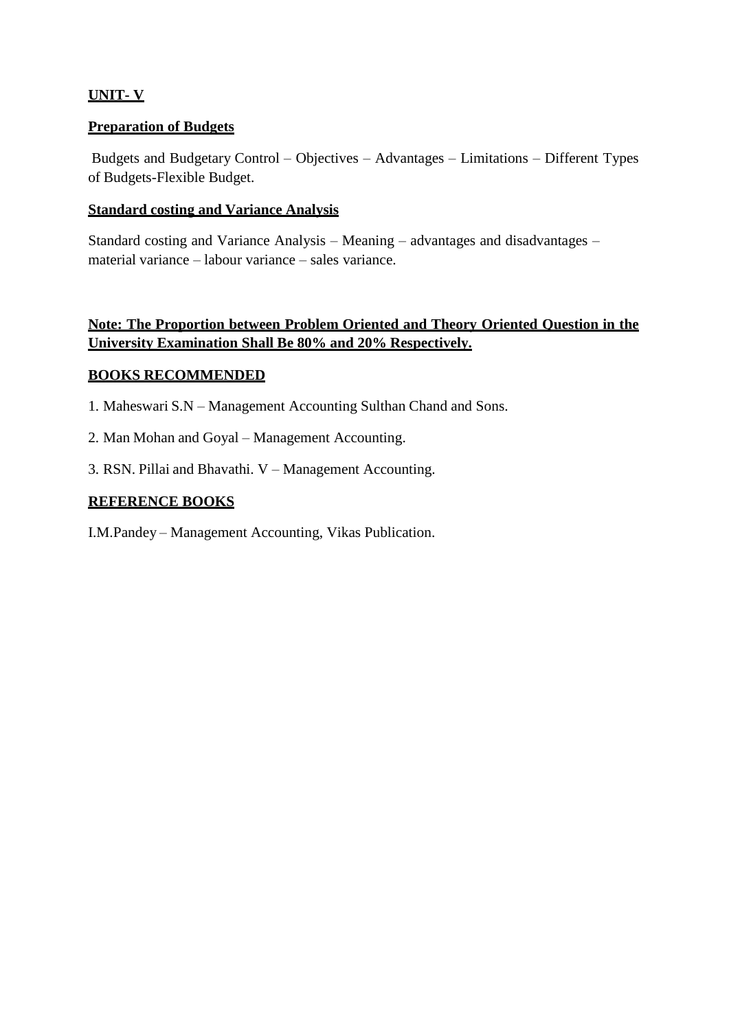## UNIT- V

### Preparation of Budgets

Budgets and Budgetary Control – Objectives – Advantages – Limitations – Different Types of Budgets-Flexible Budget.

### Standard costing and Variance Analysis

Standard costing and Variance Analysis – Meaning – advantages and disadvantages – material variance – labour variance – sales variance.

**Note: The Proportion between Problem Oriented and Theory Oriented Question in the University Examination Shall Be 80% and 20% Respectively.**

### BOOKS RECOMMENDED

1. Maheswari S.N – Management Accounting Sulthan Chand and Sons.
2. Man Mohan and Goyal – Management Accounting.
3. RSN. Pillai and Bhavathi. V – Management Accounting.

### REFERENCE BOOKS

I.M.Pandey – Management Accounting, Vikas Publication.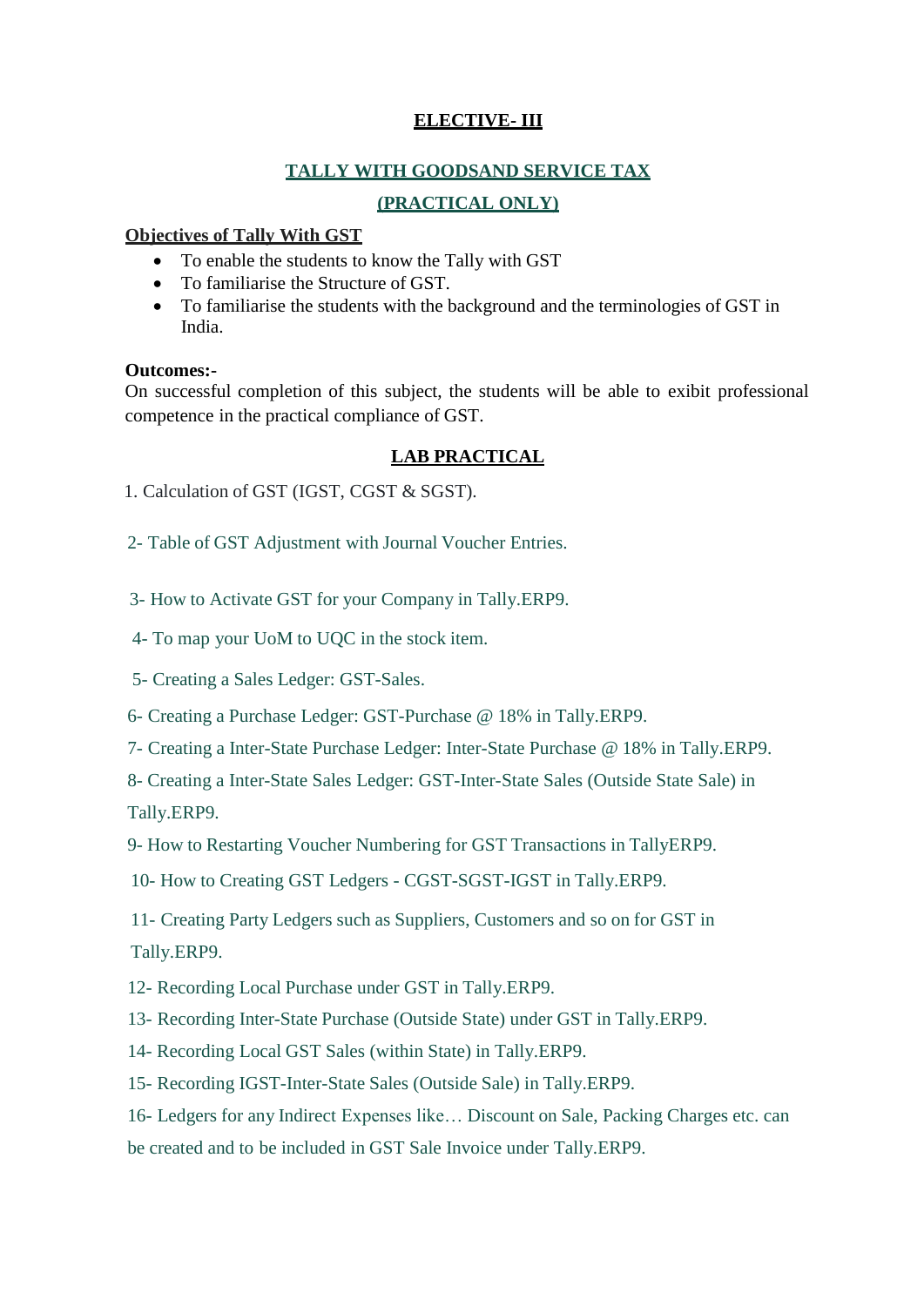## ELECTIVE- III

## TALLY WITH GOODSAND SERVICE TAX

## (PRACTICAL ONLY)

**Objectives of Tally With GST**

- To enable the students to know the Tally with GST
- To familiarise the Structure of GST.
- To familiarise the students with the background and the terminologies of GST in India.

**Outcomes:-**

On successful completion of this subject, the students will be able to exibit professional competence in the practical compliance of GST.

## LAB PRACTICAL

1. Calculation of GST (IGST, CGST & SGST).

2- Table of GST Adjustment with Journal Voucher Entries.

3- How to Activate GST for your Company in Tally.ERP9.

4- To map your UoM to UQC in the stock item.

5- Creating a Sales Ledger: GST-Sales.

6- Creating a Purchase Ledger: GST-Purchase @ 18% in Tally.ERP9.

7- Creating a Inter-State Purchase Ledger: Inter-State Purchase @ 18% in Tally.ERP9.

8- Creating a Inter-State Sales Ledger: GST-Inter-State Sales (Outside State Sale) in Tally.ERP9.

9- How to Restarting Voucher Numbering for GST Transactions in TallyERP9.

10- How to Creating GST Ledgers - CGST-SGST-IGST in Tally.ERP9.

11- Creating Party Ledgers such as Suppliers, Customers and so on for GST in Tally.ERP9.

12- Recording Local Purchase under GST in Tally.ERP9.

13- Recording Inter-State Purchase (Outside State) under GST in Tally.ERP9.

14- Recording Local GST Sales (within State) in Tally.ERP9.

15- Recording IGST-Inter-State Sales (Outside Sale) in Tally.ERP9.

16- Ledgers for any Indirect Expenses like… Discount on Sale, Packing Charges etc. can be created and to be included in GST Sale Invoice under Tally.ERP9.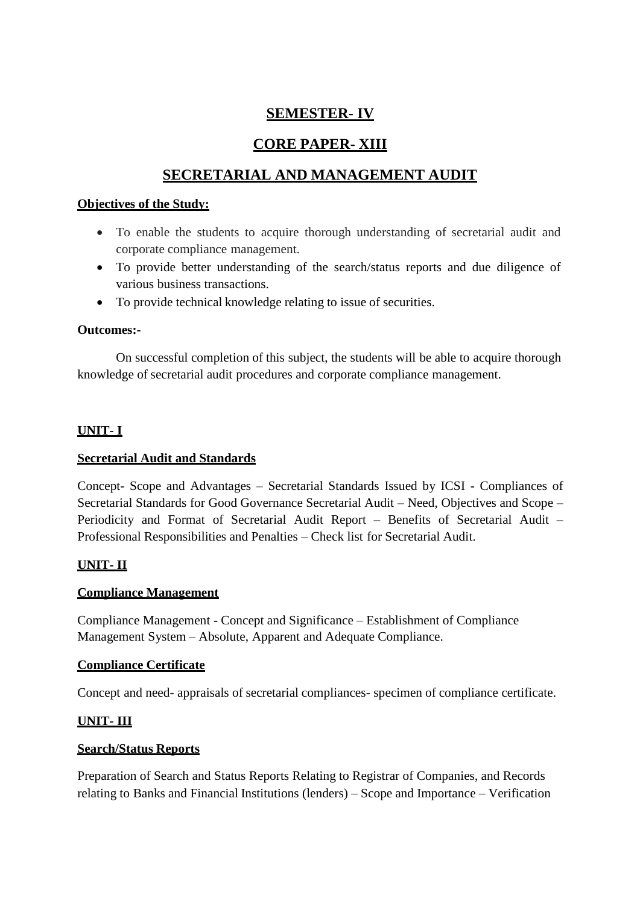# SEMESTER- IV

## CORE PAPER- XIII

## SECRETARIAL AND MANAGEMENT AUDIT

**Objectives of the Study:**

- To enable the students to acquire thorough understanding of secretarial audit and corporate compliance management.
- To provide better understanding of the search/status reports and due diligence of various business transactions.
- To provide technical knowledge relating to issue of securities.

**Outcomes:-**

On successful completion of this subject, the students will be able to acquire thorough knowledge of secretarial audit procedures and corporate compliance management.

**UNIT- I**

**Secretarial Audit and Standards**

Concept- Scope and Advantages – Secretarial Standards Issued by ICSI - Compliances of Secretarial Standards for Good Governance Secretarial Audit – Need, Objectives and Scope – Periodicity and Format of Secretarial Audit Report – Benefits of Secretarial Audit – Professional Responsibilities and Penalties – Check list for Secretarial Audit.

**UNIT- II**

**Compliance Management**

Compliance Management - Concept and Significance – Establishment of Compliance Management System – Absolute, Apparent and Adequate Compliance.

**Compliance Certificate**

Concept and need- appraisals of secretarial compliances- specimen of compliance certificate.

**UNIT- III**

**Search/Status Reports**

Preparation of Search and Status Reports Relating to Registrar of Companies, and Records relating to Banks and Financial Institutions (lenders) – Scope and Importance – Verification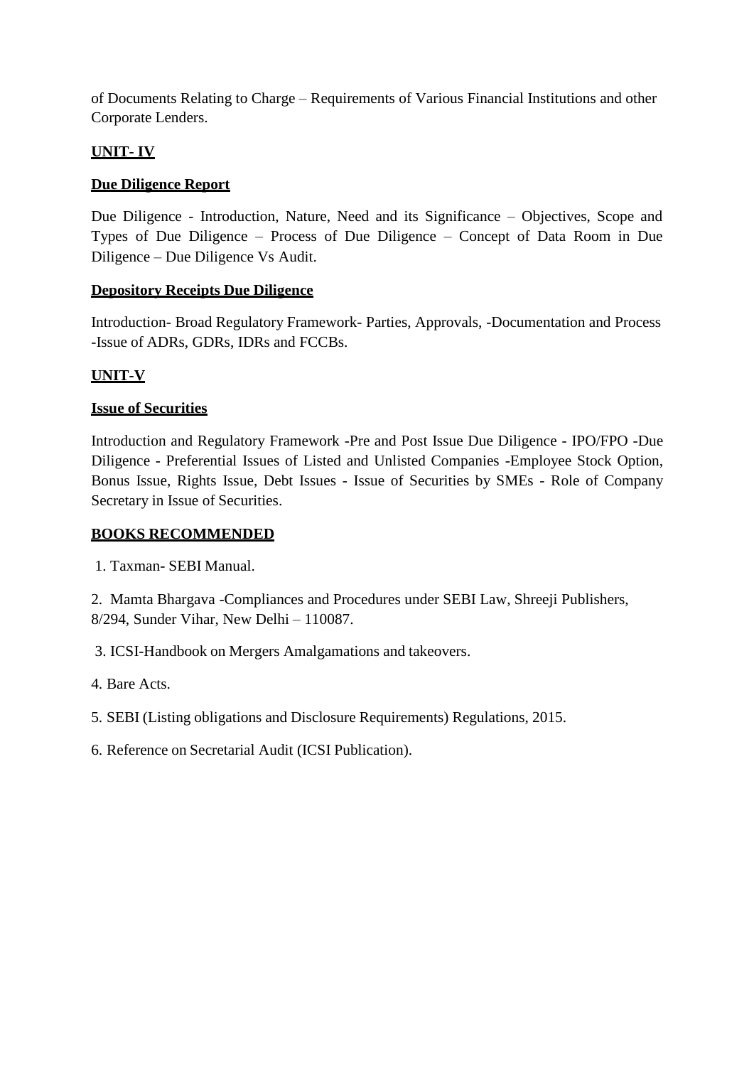of Documents Relating to Charge – Requirements of Various Financial Institutions and other Corporate Lenders.

**UNIT- IV**

**Due Diligence Report**

Due Diligence - Introduction, Nature, Need and its Significance – Objectives, Scope and Types of Due Diligence – Process of Due Diligence – Concept of Data Room in Due Diligence – Due Diligence Vs Audit.

**Depository Receipts Due Diligence**

Introduction- Broad Regulatory Framework- Parties, Approvals, -Documentation and Process -Issue of ADRs, GDRs, IDRs and FCCBs.

**UNIT-V**

**Issue of Securities**

Introduction and Regulatory Framework -Pre and Post Issue Due Diligence - IPO/FPO -Due Diligence - Preferential Issues of Listed and Unlisted Companies -Employee Stock Option, Bonus Issue, Rights Issue, Debt Issues - Issue of Securities by SMEs - Role of Company Secretary in Issue of Securities.

**BOOKS RECOMMENDED**

1. Taxman- SEBI Manual.

2. Mamta Bhargava -Compliances and Procedures under SEBI Law, Shreeji Publishers, 8/294, Sunder Vihar, New Delhi – 110087.

3. ICSI-Handbook on Mergers Amalgamations and takeovers.

4. Bare Acts.

5. SEBI (Listing obligations and Disclosure Requirements) Regulations, 2015.

6. Reference on Secretarial Audit (ICSI Publication).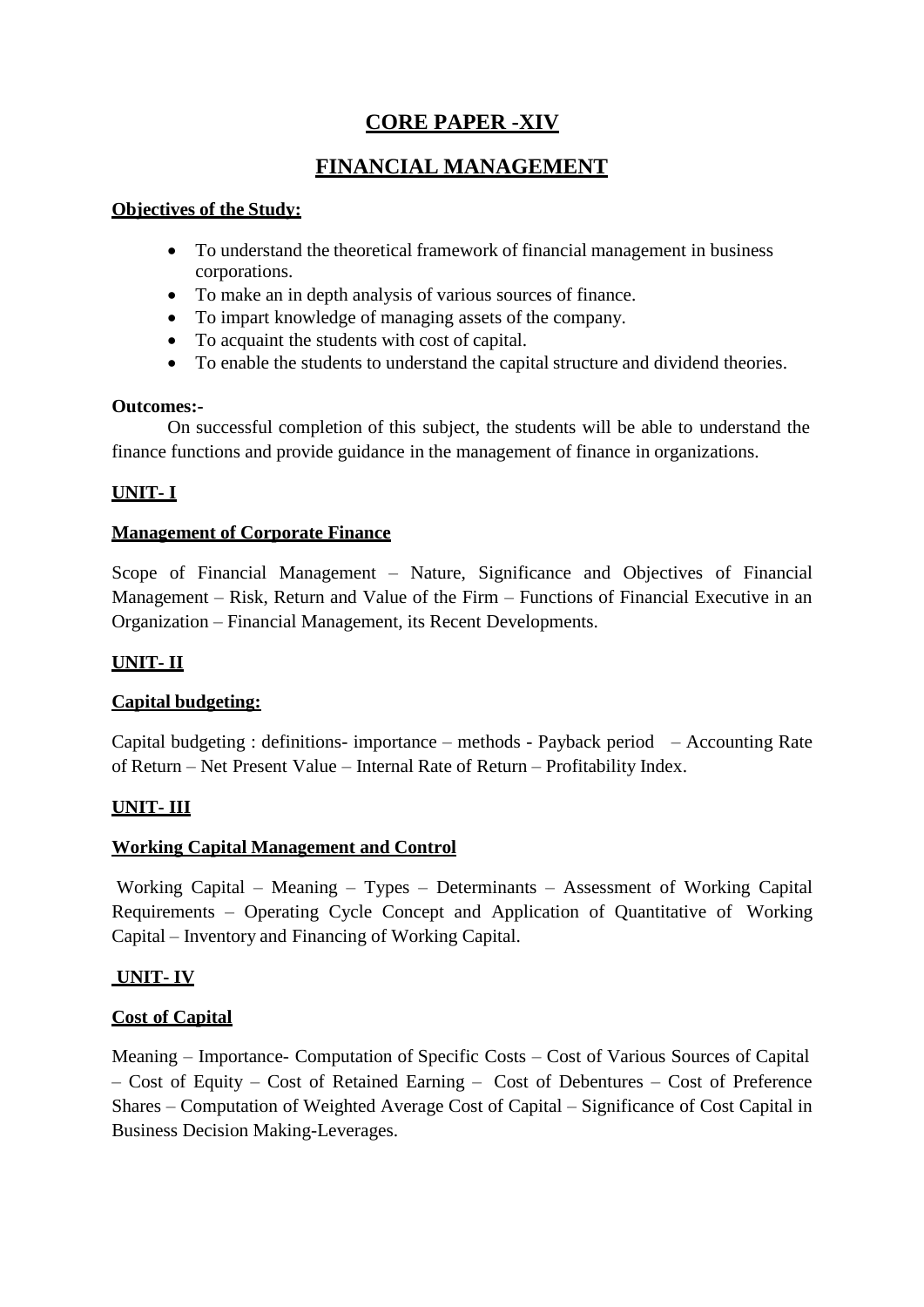# CORE PAPER -XIV

# FINANCIAL MANAGEMENT

**Objectives of the Study:**

- To understand the theoretical framework of financial management in business corporations.
- To make an in depth analysis of various sources of finance.
- To impart knowledge of managing assets of the company.
- To acquaint the students with cost of capital.
- To enable the students to understand the capital structure and dividend theories.

**Outcomes:-**

On successful completion of this subject, the students will be able to understand the finance functions and provide guidance in the management of finance in organizations.

## UNIT- I

**Management of Corporate Finance**

Scope of Financial Management – Nature, Significance and Objectives of Financial Management – Risk, Return and Value of the Firm – Functions of Financial Executive in an Organization – Financial Management, its Recent Developments.

## UNIT- II

**Capital budgeting:**

Capital budgeting : definitions- importance – methods - Payback period – Accounting Rate of Return – Net Present Value – Internal Rate of Return – Profitability Index.

## UNIT- III

**Working Capital Management and Control**

Working Capital – Meaning – Types – Determinants – Assessment of Working Capital Requirements – Operating Cycle Concept and Application of Quantitative of Working Capital – Inventory and Financing of Working Capital.

## UNIT- IV

**Cost of Capital**

Meaning – Importance- Computation of Specific Costs – Cost of Various Sources of Capital – Cost of Equity – Cost of Retained Earning – Cost of Debentures – Cost of Preference Shares – Computation of Weighted Average Cost of Capital – Significance of Cost Capital in Business Decision Making-Leverages.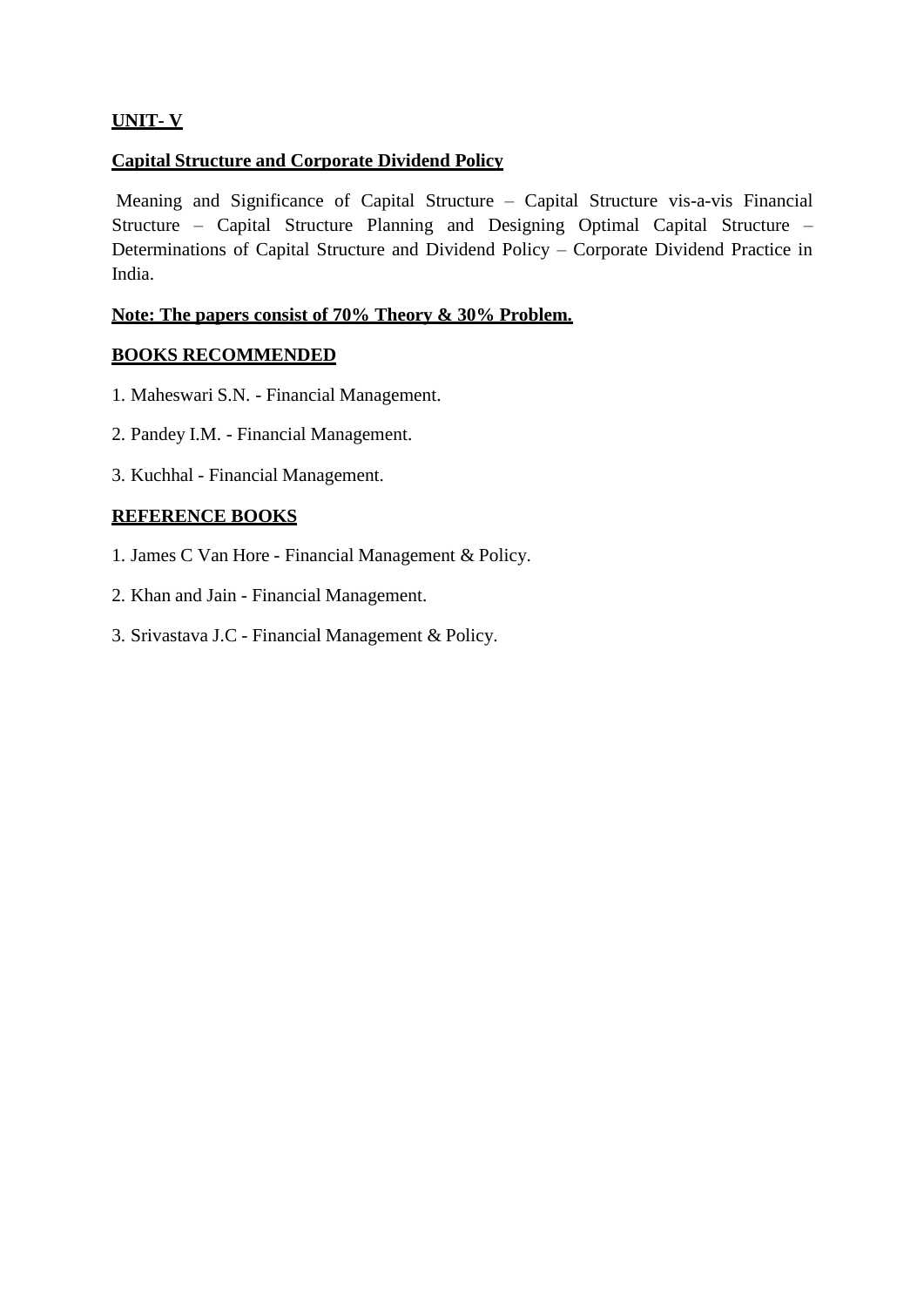## UNIT- V

**Capital Structure and Corporate Dividend Policy**

Meaning and Significance of Capital Structure – Capital Structure vis-a-vis Financial Structure – Capital Structure Planning and Designing Optimal Capital Structure – Determinations of Capital Structure and Dividend Policy – Corporate Dividend Practice in India.

**Note: The papers consist of 70% Theory & 30% Problem.**

**BOOKS RECOMMENDED**

1. Maheswari S.N. - Financial Management.
2. Pandey I.M. - Financial Management.
3. Kuchhal - Financial Management.

**REFERENCE BOOKS**

1. James C Van Hore - Financial Management & Policy.
2. Khan and Jain - Financial Management.
3. Srivastava J.C - Financial Management & Policy.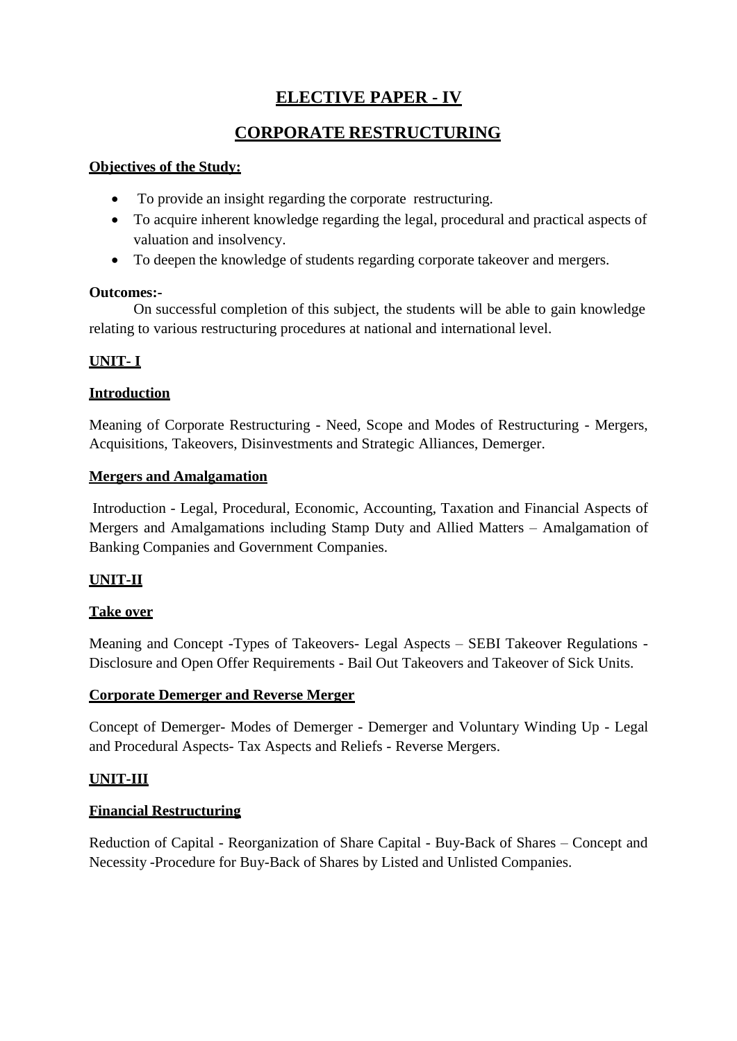# ELECTIVE PAPER - IV

# CORPORATE RESTRUCTURING

**Objectives of the Study:**

- To provide an insight regarding the corporate restructuring.
- To acquire inherent knowledge regarding the legal, procedural and practical aspects of valuation and insolvency.
- To deepen the knowledge of students regarding corporate takeover and mergers.

**Outcomes:-**

On successful completion of this subject, the students will be able to gain knowledge relating to various restructuring procedures at national and international level.

## UNIT- I

### Introduction

Meaning of Corporate Restructuring - Need, Scope and Modes of Restructuring - Mergers, Acquisitions, Takeovers, Disinvestments and Strategic Alliances, Demerger.

### Mergers and Amalgamation

Introduction - Legal, Procedural, Economic, Accounting, Taxation and Financial Aspects of Mergers and Amalgamations including Stamp Duty and Allied Matters – Amalgamation of Banking Companies and Government Companies.

## UNIT-II

### Take over

Meaning and Concept -Types of Takeovers- Legal Aspects – SEBI Takeover Regulations - Disclosure and Open Offer Requirements - Bail Out Takeovers and Takeover of Sick Units.

### Corporate Demerger and Reverse Merger

Concept of Demerger- Modes of Demerger - Demerger and Voluntary Winding Up - Legal and Procedural Aspects- Tax Aspects and Reliefs - Reverse Mergers.

## UNIT-III

### Financial Restructuring

Reduction of Capital - Reorganization of Share Capital - Buy-Back of Shares – Concept and Necessity -Procedure for Buy-Back of Shares by Listed and Unlisted Companies.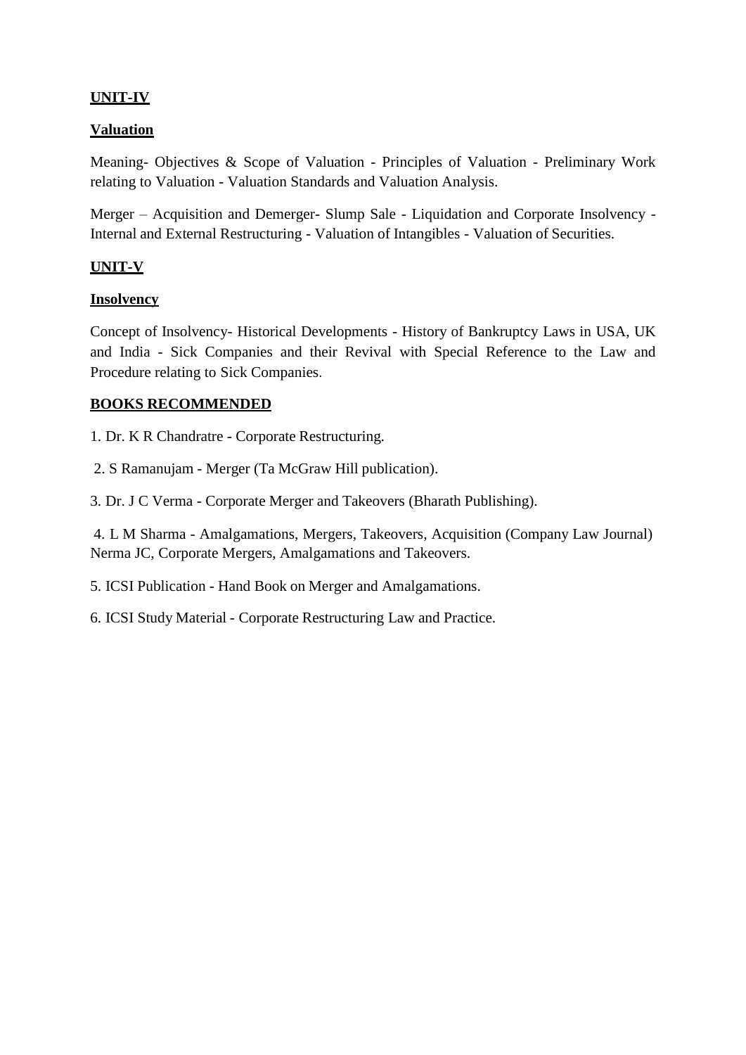## UNIT-IV

### Valuation

Meaning- Objectives & Scope of Valuation - Principles of Valuation - Preliminary Work relating to Valuation - Valuation Standards and Valuation Analysis.

Merger – Acquisition and Demerger- Slump Sale - Liquidation and Corporate Insolvency - Internal and External Restructuring - Valuation of Intangibles - Valuation of Securities.

## UNIT-V

### Insolvency

Concept of Insolvency- Historical Developments - History of Bankruptcy Laws in USA, UK and India - Sick Companies and their Revival with Special Reference to the Law and Procedure relating to Sick Companies.

## BOOKS RECOMMENDED

1. Dr. K R Chandratre - Corporate Restructuring.
2. S Ramanujam - Merger (Ta McGraw Hill publication).
3. Dr. J C Verma - Corporate Merger and Takeovers (Bharath Publishing).
4. L M Sharma - Amalgamations, Mergers, Takeovers, Acquisition (Company Law Journal) Nerma JC, Corporate Mergers, Amalgamations and Takeovers.
5. ICSI Publication - Hand Book on Merger and Amalgamations.
6. ICSI Study Material - Corporate Restructuring Law and Practice.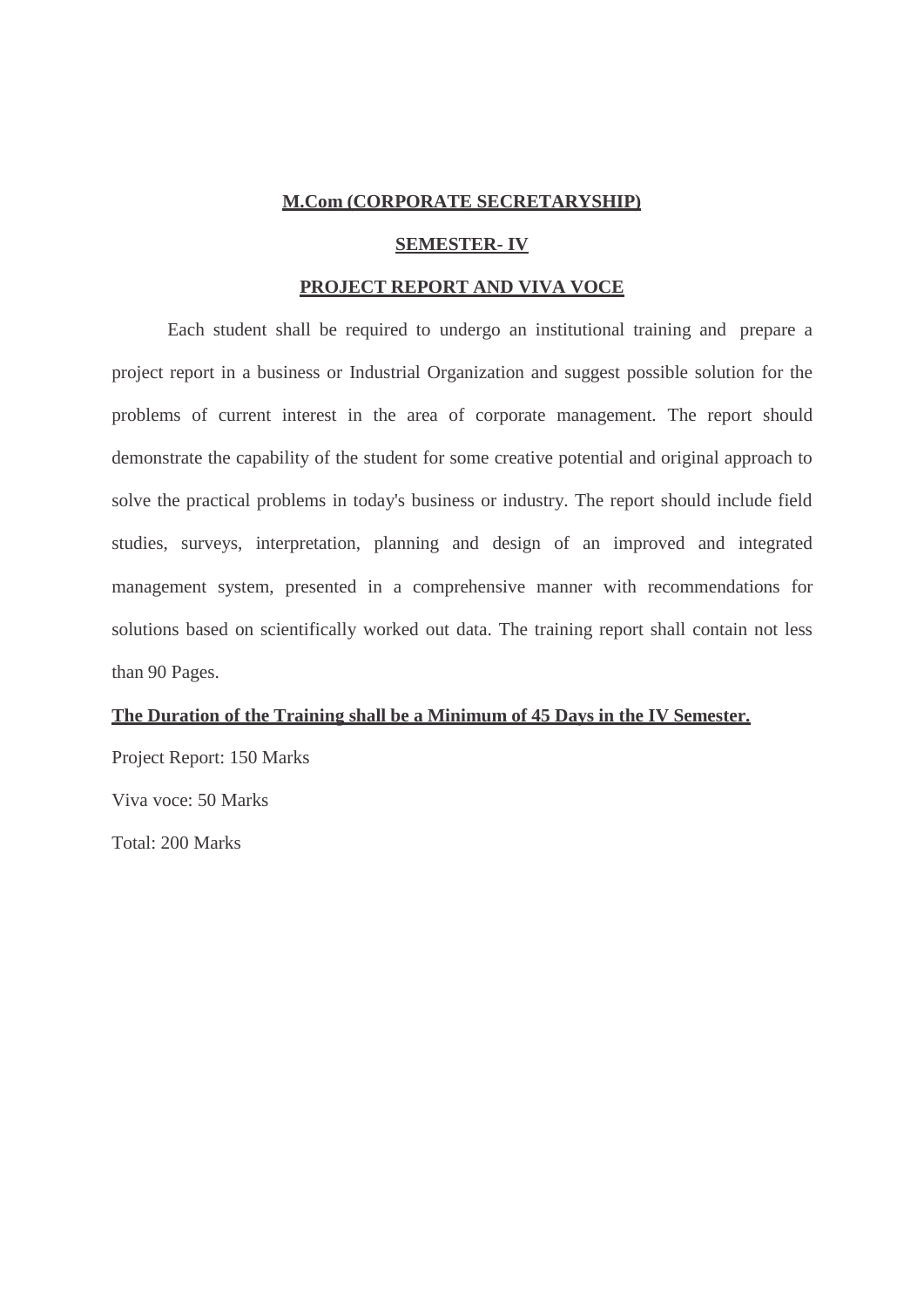**M.Com (CORPORATE SECRETARYSHIP)**

**SEMESTER- IV**

**PROJECT REPORT AND VIVA VOCE**

Each student shall be required to undergo an institutional training and prepare a project report in a business or Industrial Organization and suggest possible solution for the problems of current interest in the area of corporate management. The report should demonstrate the capability of the student for some creative potential and original approach to solve the practical problems in today's business or industry. The report should include field studies, surveys, interpretation, planning and design of an improved and integrated management system, presented in a comprehensive manner with recommendations for solutions based on scientifically worked out data. The training report shall contain not less than 90 Pages.

**The Duration of the Training shall be a Minimum of 45 Days in the IV Semester.**

Project Report: 150 Marks

Viva voce: 50 Marks

Total: 200 Marks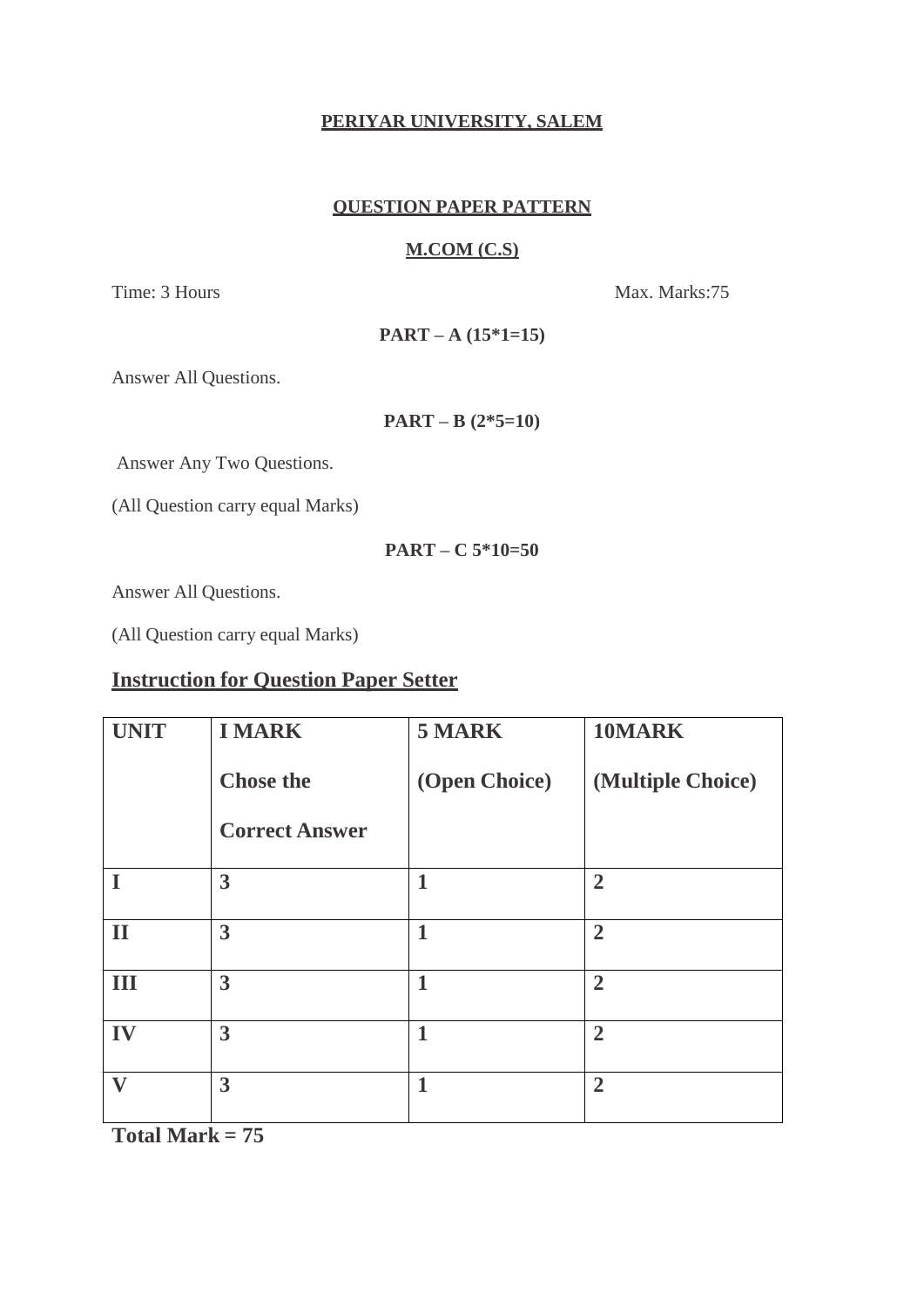**PERIYAR UNIVERSITY, SALEM**

**QUESTION PAPER PATTERN**

**M.COM (C.S)**

Time: 3 Hours Max. Marks:75

**PART – A (15*1=15)**

Answer All Questions.

**PART – B (2*5=10)**

Answer Any Two Questions.

(All Question carry equal Marks)

**PART – C 5*10=50**

Answer All Questions.

(All Question carry equal Marks)

## Instruction for Question Paper Setter

| UNIT | I MARK Chose the Correct Answer | 5 MARK (Open Choice) | 10MARK (Multiple Choice) |
|---|---|---|---|
| I | 3 | 1 | 2 |
| II | 3 | 1 | 2 |
| III | 3 | 1 | 2 |
| IV | 3 | 1 | 2 |
| V | 3 | 1 | 2 |

**Total Mark = 75**